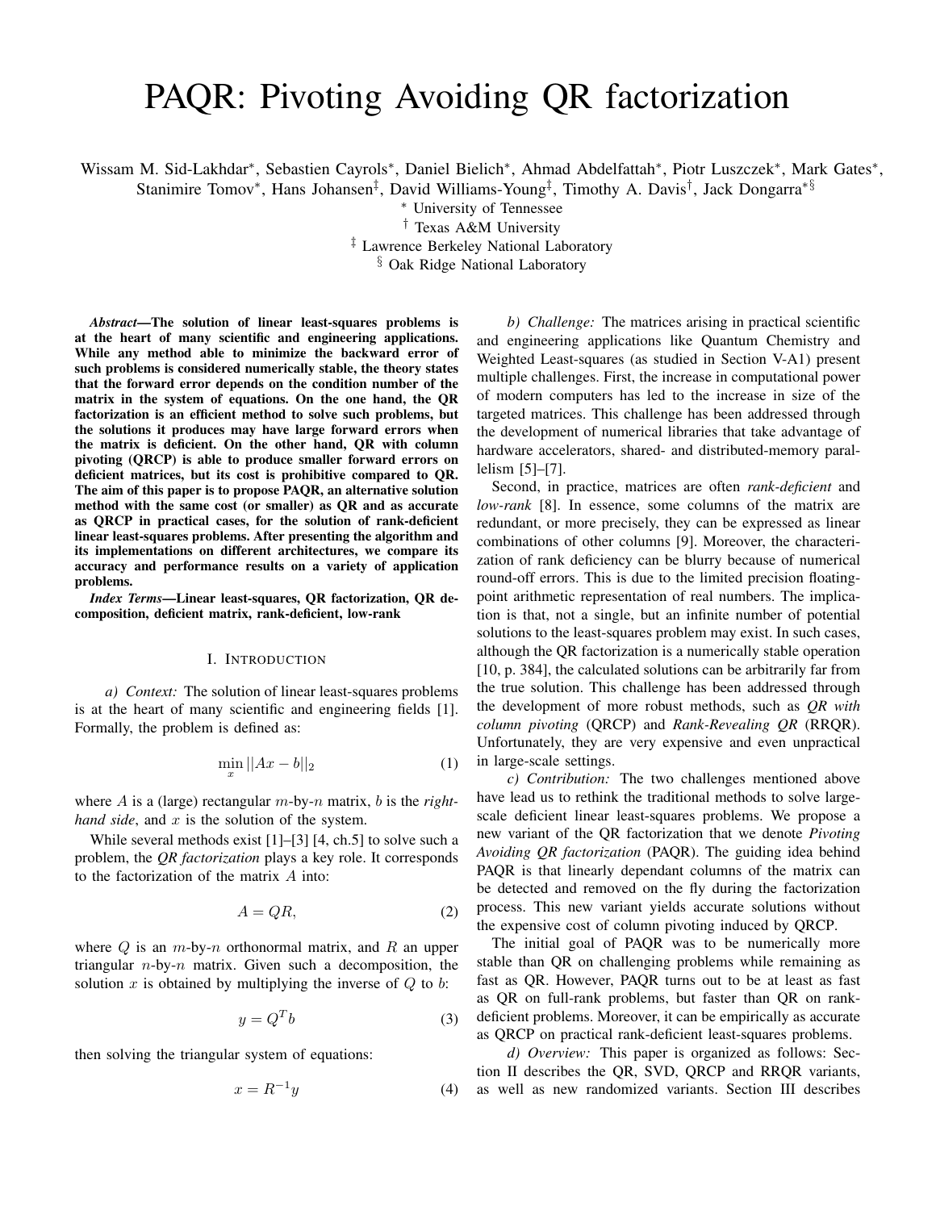# PAQR: Pivoting Avoiding QR factorization

Wissam M. Sid-Lakhdar[*], Sebastien Cayrols[*], Daniel Bielich[*], Ahmad Abdelfattah[*], Piotr Luszczek[*], Mark Gates[*], Stanimire Tomov[*], Hans Johansen[‡], David Williams-Young[‡], Timothy A. Davis[†], Jack Dongarra[*§]

[*] University of Tennessee
[†] Texas A&M University
[‡] Lawrence Berkeley National Laboratory
[§] Oak Ridge National Laboratory

***Abstract*—The solution of linear least-squares problems is at the heart of many scientific and engineering applications. While any method able to minimize the backward error of such problems is considered numerically stable, the theory states that the forward error depends on the condition number of the matrix in the system of equations. On the one hand, the QR factorization is an efficient method to solve such problems, but the solutions it produces may have large forward errors when the matrix is deficient. On the other hand, QR with column pivoting (QRCP) is able to produce smaller forward errors on deficient matrices, but its cost is prohibitive compared to QR. The aim of this paper is to propose PAQR, an alternative solution method with the same cost (or smaller) as QR and as accurate as QRCP in practical cases, for the solution of rank-deficient linear least-squares problems. After presenting the algorithm and its implementations on different architectures, we compare its accuracy and performance results on a variety of application problems.**

***Index Terms*—Linear least-squares, QR factorization, QR decomposition, deficient matrix, rank-deficient, low-rank**

## I. Introduction

*a) Context:* The solution of linear least-squares problems is at the heart of many scientific and engineering fields [1]. Formally, the problem is defined as:

$$\min_x ||Ax - b||_2 \tag{1}$$

where $A$ is a (large) rectangular $m$-by-$n$ matrix, $b$ is the *right-hand side*, and $x$ is the solution of the system.

While several methods exist [1]–[3] [4, ch.5] to solve such a problem, the *QR factorization* plays a key role. It corresponds to the factorization of the matrix $A$ into:

$$A = QR, \tag{2}$$

where $Q$ is an $m$-by-$n$ orthonormal matrix, and $R$ an upper triangular $n$-by-$n$ matrix. Given such a decomposition, the solution $x$ is obtained by multiplying the inverse of $Q$ to $b$:

$$y = Q^T b \tag{3}$$

then solving the triangular system of equations:

$$x = R^{-1} y \tag{4}$$

*b) Challenge:* The matrices arising in practical scientific and engineering applications like Quantum Chemistry and Weighted Least-squares (as studied in Section V-A1) present multiple challenges. First, the increase in computational power of modern computers has led to the increase in size of the targeted matrices. This challenge has been addressed through the development of numerical libraries that take advantage of hardware accelerators, shared- and distributed-memory parallelism [5]–[7].

Second, in practice, matrices are often *rank-deficient* and *low-rank* [8]. In essence, some columns of the matrix are redundant, or more precisely, they can be expressed as linear combinations of other columns [9]. Moreover, the characterization of rank deficiency can be blurry because of numerical round-off errors. This is due to the limited precision floating-point arithmetic representation of real numbers. The implication is that, not a single, but an infinite number of potential solutions to the least-squares problem may exist. In such cases, although the QR factorization is a numerically stable operation [10, p. 384], the calculated solutions can be arbitrarily far from the true solution. This challenge has been addressed through the development of more robust methods, such as *QR with column pivoting* (QRCP) and *Rank-Revealing QR* (RRQR). Unfortunately, they are very expensive and even unpractical in large-scale settings.

*c) Contribution:* The two challenges mentioned above have lead us to rethink the traditional methods to solve large-scale deficient linear least-squares problems. We propose a new variant of the QR factorization that we denote *Pivoting Avoiding QR factorization* (PAQR). The guiding idea behind PAQR is that linearly dependant columns of the matrix can be detected and removed on the fly during the factorization process. This new variant yields accurate solutions without the expensive cost of column pivoting induced by QRCP.

The initial goal of PAQR was to be numerically more stable than QR on challenging problems while remaining as fast as QR. However, PAQR turns out to be at least as fast as QR on full-rank problems, but faster than QR on rank-deficient problems. Moreover, it can be empirically as accurate as QRCP on practical rank-deficient least-squares problems.

*d) Overview:* This paper is organized as follows: Section II describes the QR, SVD, QRCP and RRQR variants, as well as new randomized variants. Section III describes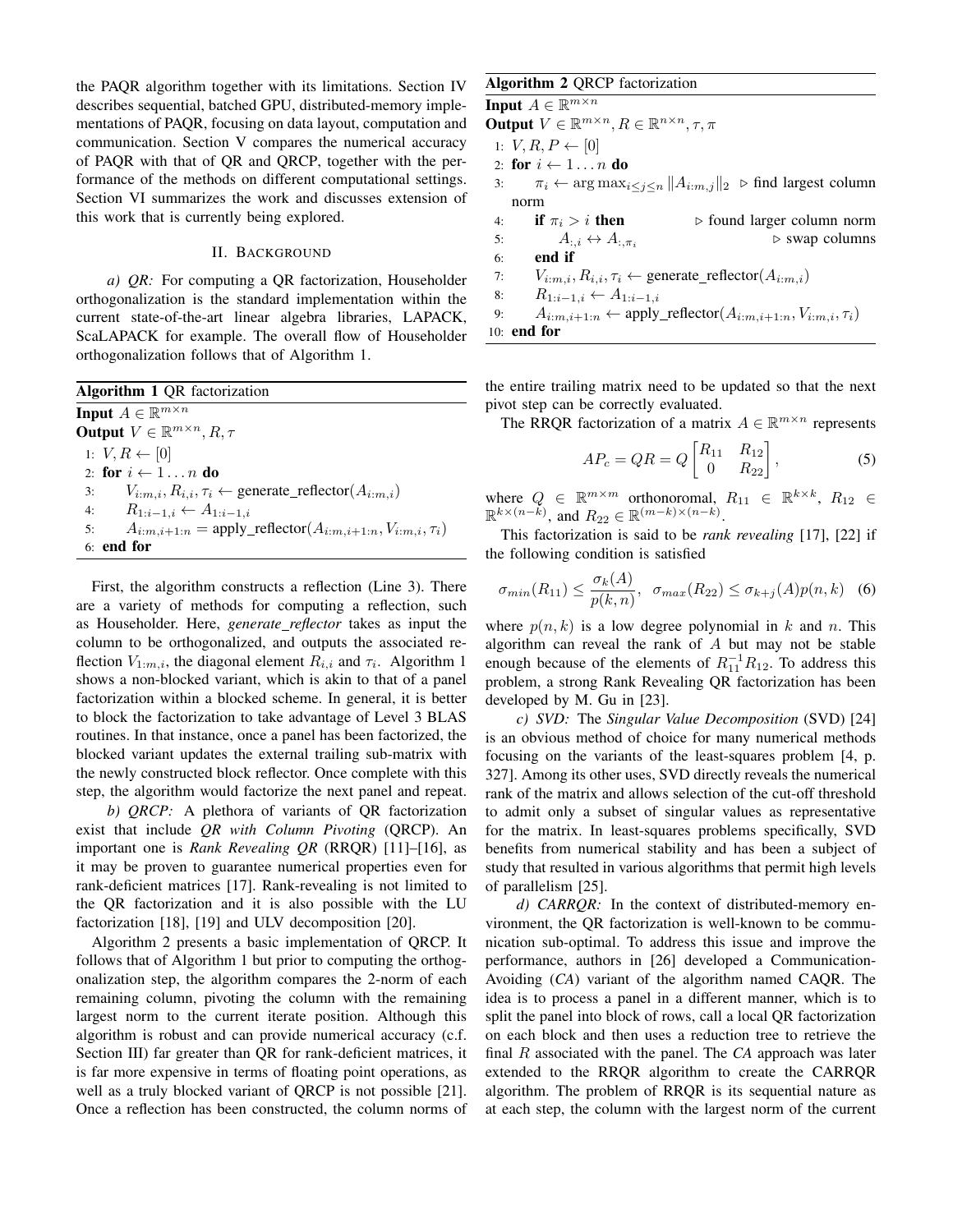the PAQR algorithm together with its limitations. Section IV describes sequential, batched GPU, distributed-memory implementations of PAQR, focusing on data layout, computation and communication. Section V compares the numerical accuracy of PAQR with that of QR and QRCP, together with the performance of the methods on different computational settings. Section VI summarizes the work and discusses extension of this work that is currently being explored.

## II. Background

*a) QR:* For computing a QR factorization, Householder orthogonalization is the standard implementation within the current state-of-the-art linear algebra libraries, LAPACK, ScaLAPACK for example. The overall flow of Householder orthogonalization follows that of Algorithm 1.

**Algorithm 1** QR factorization

**Input** $A \in \mathbb{R}^{m \times n}$
**Output** $V \in \mathbb{R}^{m \times n}, R, \tau$

1: $V, R \leftarrow [0]$
2: **for** $i \leftarrow 1 \dots n$ **do**
3: $\quad V_{i:m,i}, R_{i,i}, \tau_i \leftarrow$ generate_reflector$(A_{i:m,i})$
4: $\quad R_{1:i-1,i} \leftarrow A_{1:i-1,i}$
5: $\quad A_{i:m,i+1:n} =$ apply_reflector$(A_{i:m,i+1:n}, V_{i:m,i}, \tau_i)$
6: **end for**

First, the algorithm constructs a reflection (Line 3). There are a variety of methods for computing a reflection, such as Householder. Here, *generate_reflector* takes as input the column to be orthogonalized, and outputs the associated reflection $V_{1:m,i}$, the diagonal element $R_{i,i}$ and $\tau_i$. Algorithm 1 shows a non-blocked variant, which is akin to that of a panel factorization within a blocked scheme. In general, it is better to block the factorization to take advantage of Level 3 BLAS routines. In that instance, once a panel has been factorized, the blocked variant updates the external trailing sub-matrix with the newly constructed block reflector. Once complete with this step, the algorithm would factorize the next panel and repeat.

*b) QRCP:* A plethora of variants of QR factorization exist that include *QR with Column Pivoting* (QRCP). An important one is *Rank Revealing QR* (RRQR) [11]–[16], as it may be proven to guarantee numerical properties even for rank-deficient matrices [17]. Rank-revealing is not limited to the QR factorization and it is also possible with the LU factorization [18], [19] and ULV decomposition [20].

Algorithm 2 presents a basic implementation of QRCP. It follows that of Algorithm 1 but prior to computing the orthogonalization step, the algorithm compares the 2-norm of each remaining column, pivoting the column with the remaining largest norm to the current iterate position. Although this algorithm is robust and can provide numerical accuracy (c.f. Section III) far greater than QR for rank-deficient matrices, it is far more expensive in terms of floating point operations, as well as a truly blocked variant of QRCP is not possible [21]. Once a reflection has been constructed, the column norms of the entire trailing matrix need to be updated so that the next pivot step can be correctly evaluated.

**Algorithm 2** QRCP factorization

**Input** $A \in \mathbb{R}^{m \times n}$
**Output** $V \in \mathbb{R}^{m \times n}, R \in \mathbb{R}^{n \times n}, \tau, \pi$

1: $V, R, P \leftarrow [0]$
2: **for** $i \leftarrow 1 \dots n$ **do**
3: $\quad \pi_i \leftarrow \arg\max_{i \leq j \leq n} \|A_{i:m,j}\|_2$ ▷ find largest column norm
4: $\quad$ **if** $\pi_i > i$ **then** ▷ found larger column norm
5: $\quad\quad A_{:,i} \leftrightarrow A_{:,\pi_i}$ ▷ swap columns
6: $\quad$ **end if**
7: $\quad V_{i:m,i}, R_{i,i}, \tau_i \leftarrow$ generate_reflector$(A_{i:m,i})$
8: $\quad R_{1:i-1,i} \leftarrow A_{1:i-1,i}$
9: $\quad A_{i:m,i+1:n} \leftarrow$ apply_reflector$(A_{i:m,i+1:n}, V_{i:m,i}, \tau_i)$
10: **end for**

The RRQR factorization of a matrix $A \in \mathbb{R}^{m \times n}$ represents

$$AP_c = QR = Q \begin{bmatrix} R_{11} & R_{12} \\ 0 & R_{22} \end{bmatrix}, \tag{5}$$

where $Q \in \mathbb{R}^{m \times m}$ orthonoromal, $R_{11} \in \mathbb{R}^{k \times k}$, $R_{12} \in \mathbb{R}^{k \times (n-k)}$, and $R_{22} \in \mathbb{R}^{(m-k) \times (n-k)}$.

This factorization is said to be *rank revealing* [17], [22] if the following condition is satisfied

$$\sigma_{min}(R_{11}) \leq \frac{\sigma_k(A)}{p(k,n)}, \quad \sigma_{max}(R_{22}) \leq \sigma_{k+j}(A)p(n,k) \tag{6}$$

where $p(n,k)$ is a low degree polynomial in $k$ and $n$. This algorithm can reveal the rank of $A$ but may not be stable enough because of the elements of $R_{11}^{-1}R_{12}$. To address this problem, a strong Rank Revealing QR factorization has been developed by M. Gu in [23].

*c) SVD:* The *Singular Value Decomposition* (SVD) [24] is an obvious method of choice for many numerical methods focusing on the variants of the least-squares problem [4, p. 327]. Among its other uses, SVD directly reveals the numerical rank of the matrix and allows selection of the cut-off threshold to admit only a subset of singular values as representative for the matrix. In least-squares problems specifically, SVD benefits from numerical stability and has been a subject of study that resulted in various algorithms that permit high levels of parallelism [25].

*d) CARRQR:* In the context of distributed-memory environment, the QR factorization is well-known to be communication sub-optimal. To address this issue and improve the performance, authors in [26] developed a Communication-Avoiding (*CA*) variant of the algorithm named CAQR. The idea is to process a panel in a different manner, which is to split the panel into block of rows, call a local QR factorization on each block and then uses a reduction tree to retrieve the final $R$ associated with the panel. The *CA* approach was later extended to the RRQR algorithm to create the CARRQR algorithm. The problem of RRQR is its sequential nature as at each step, the column with the largest norm of the current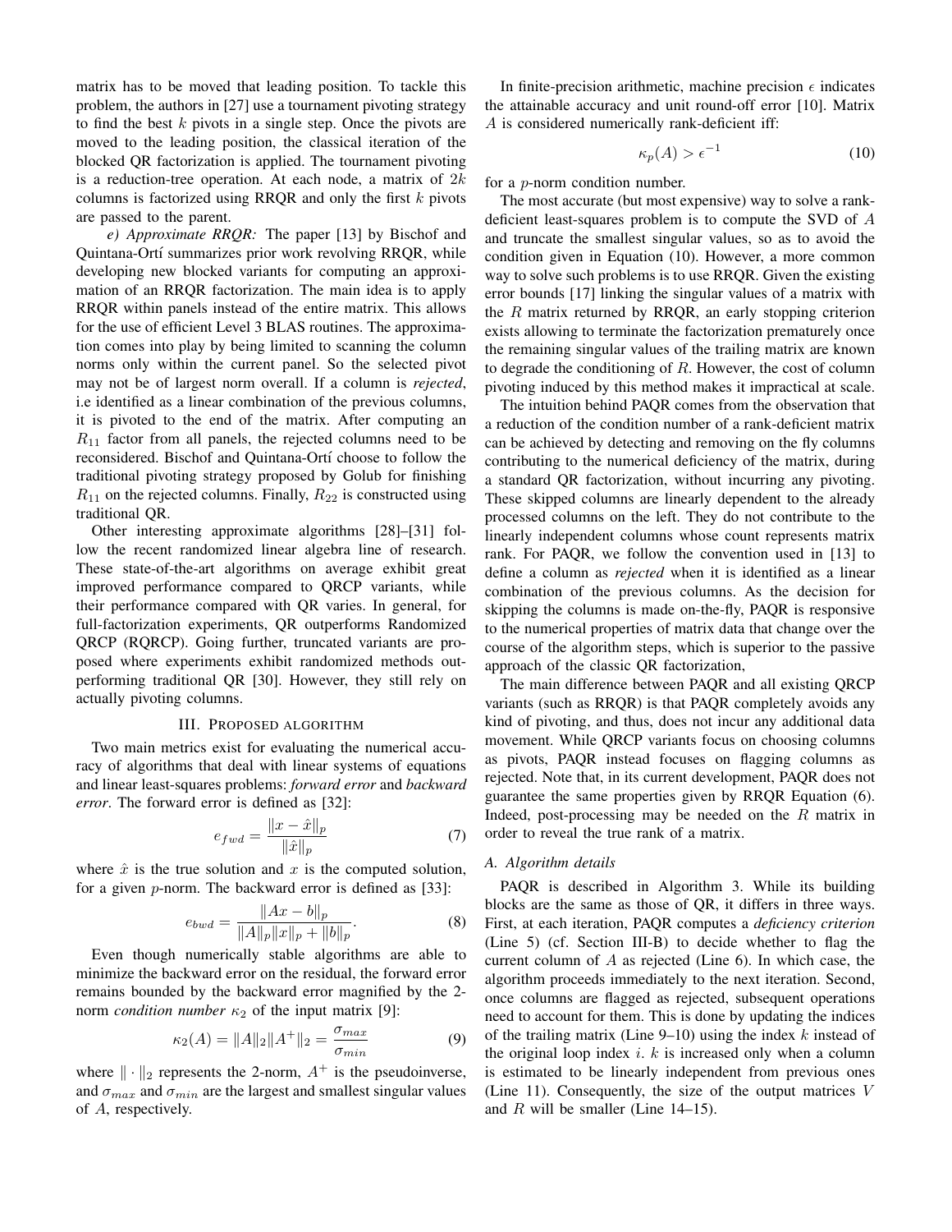matrix has to be moved that leading position. To tackle this problem, the authors in [27] use a tournament pivoting strategy to find the best $k$ pivots in a single step. Once the pivots are moved to the leading position, the classical iteration of the blocked QR factorization is applied. The tournament pivoting is a reduction-tree operation. At each node, a matrix of $2k$ columns is factorized using RRQR and only the first $k$ pivots are passed to the parent.

*e) Approximate RRQR:* The paper [13] by Bischof and Quintana-Ortí summarizes prior work revolving RRQR, while developing new blocked variants for computing an approximation of an RRQR factorization. The main idea is to apply RRQR within panels instead of the entire matrix. This allows for the use of efficient Level 3 BLAS routines. The approximation comes into play by being limited to scanning the column norms only within the current panel. So the selected pivot may not be of largest norm overall. If a column is *rejected*, i.e identified as a linear combination of the previous columns, it is pivoted to the end of the matrix. After computing an $R_{11}$ factor from all panels, the rejected columns need to be reconsidered. Bischof and Quintana-Ortí choose to follow the traditional pivoting strategy proposed by Golub for finishing $R_{11}$ on the rejected columns. Finally, $R_{22}$ is constructed using traditional QR.

Other interesting approximate algorithms [28]–[31] follow the recent randomized linear algebra line of research. These state-of-the-art algorithms on average exhibit great improved performance compared to QRCP variants, while their performance compared with QR varies. In general, for full-factorization experiments, QR outperforms Randomized QRCP (RQRCP). Going further, truncated variants are proposed where experiments exhibit randomized methods outperforming traditional QR [30]. However, they still rely on actually pivoting columns.

## III. Proposed algorithm

Two main metrics exist for evaluating the numerical accuracy of algorithms that deal with linear systems of equations and linear least-squares problems: *forward error* and *backward error*. The forward error is defined as [32]:

$$e_{fwd} = \frac{\|x - \hat{x}\|_p}{\|\hat{x}\|_p} \tag{7}$$

where $\hat{x}$ is the true solution and $x$ is the computed solution, for a given $p$-norm. The backward error is defined as [33]:

$$e_{bwd} = \frac{\|Ax - b\|_p}{\|A\|_p\|x\|_p + \|b\|_p}. \tag{8}$$

Even though numerically stable algorithms are able to minimize the backward error on the residual, the forward error remains bounded by the backward error magnified by the 2-norm *condition number* $\kappa_2$ of the input matrix [9]:

$$\kappa_2(A) = \|A\|_2\|A^+\|_2 = \frac{\sigma_{max}}{\sigma_{min}} \tag{9}$$

where $\|\cdot\|_2$ represents the 2-norm, $A^+$ is the pseudoinverse, and $\sigma_{max}$ and $\sigma_{min}$ are the largest and smallest singular values of $A$, respectively.

In finite-precision arithmetic, machine precision $\epsilon$ indicates the attainable accuracy and unit round-off error [10]. Matrix $A$ is considered numerically rank-deficient iff:

$$\kappa_p(A) > \epsilon^{-1} \tag{10}$$

for a $p$-norm condition number.

The most accurate (but most expensive) way to solve a rank-deficient least-squares problem is to compute the SVD of $A$ and truncate the smallest singular values, so as to avoid the condition given in Equation (10). However, a more common way to solve such problems is to use RRQR. Given the existing error bounds [17] linking the singular values of a matrix with the $R$ matrix returned by RRQR, an early stopping criterion exists allowing to terminate the factorization prematurely once the remaining singular values of the trailing matrix are known to degrade the conditioning of $R$. However, the cost of column pivoting induced by this method makes it impractical at scale.

The intuition behind PAQR comes from the observation that a reduction of the condition number of a rank-deficient matrix can be achieved by detecting and removing on the fly columns contributing to the numerical deficiency of the matrix, during a standard QR factorization, without incurring any pivoting. These skipped columns are linearly dependent to the already processed columns on the left. They do not contribute to the linearly independent columns whose count represents matrix rank. For PAQR, we follow the convention used in [13] to define a column as *rejected* when it is identified as a linear combination of the previous columns. As the decision for skipping the columns is made on-the-fly, PAQR is responsive to the numerical properties of matrix data that change over the course of the algorithm steps, which is superior to the passive approach of the classic QR factorization,

The main difference between PAQR and all existing QRCP variants (such as RRQR) is that PAQR completely avoids any kind of pivoting, and thus, does not incur any additional data movement. While QRCP variants focus on choosing columns as pivots, PAQR instead focuses on flagging columns as rejected. Note that, in its current development, PAQR does not guarantee the same properties given by RRQR Equation (6). Indeed, post-processing may be needed on the $R$ matrix in order to reveal the true rank of a matrix.

### A. Algorithm details

PAQR is described in Algorithm 3. While its building blocks are the same as those of QR, it differs in three ways. First, at each iteration, PAQR computes a *deficiency criterion* (Line 5) (cf. Section III-B) to decide whether to flag the current column of $A$ as rejected (Line 6). In which case, the algorithm proceeds immediately to the next iteration. Second, once columns are flagged as rejected, subsequent operations need to account for them. This is done by updating the indices of the trailing matrix (Line 9–10) using the index $k$ instead of the original loop index $i$. $k$ is increased only when a column is estimated to be linearly independent from previous ones (Line 11). Consequently, the size of the output matrices $V$ and $R$ will be smaller (Line 14–15).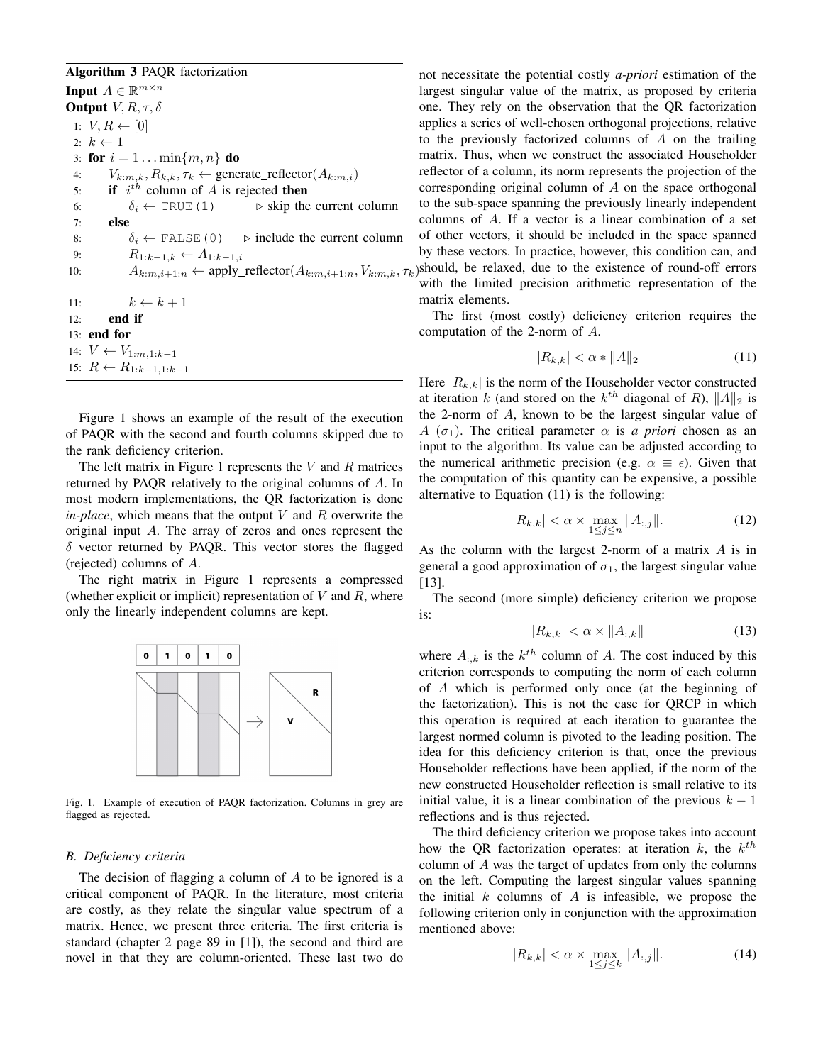**Algorithm 3** PAQR factorization

**Input** $A \in \mathbb{R}^{m\times n}$
**Output** $V, R, \tau, \delta$

```
1: V, R ← [0]
2: k ← 1
3: for i = 1 ... min{m, n} do
4:     V_{k:m,k}, R_{k,k}, τ_k ← generate_reflector(A_{k:m,i})
5:     if i^th column of A is rejected then
6:         δ_i ← TRUE(1)          ▷ skip the current column
7:     else
8:         δ_i ← FALSE(0)         ▷ include the current column
9:         R_{1:k−1,k} ← A_{1:k−1,i}
10:        A_{k:m,i+1:n} ← apply_reflector(A_{k:m,i+1:n}, V_{k:m,k}, τ_k)
11:        k ← k + 1
12:    end if
13: end for
14: V ← V_{1:m,1:k−1}
15: R ← R_{1:k−1,1:k−1}
```

Figure 1 shows an example of the result of the execution of PAQR with the second and fourth columns skipped due to the rank deficiency criterion.

The left matrix in Figure 1 represents the $V$ and $R$ matrices returned by PAQR relatively to the original columns of $A$. In most modern implementations, the QR factorization is done *in-place*, which means that the output $V$ and $R$ overwrite the original input $A$. The array of zeros and ones represent the $\delta$ vector returned by PAQR. This vector stores the flagged (rejected) columns of $A$.

The right matrix in Figure 1 represents a compressed (whether explicit or implicit) representation of $V$ and $R$, where only the linearly independent columns are kept.

Fig. 1. Example of execution of PAQR factorization. Columns in grey are flagged as rejected.

### B. Deficiency criteria

The decision of flagging a column of $A$ to be ignored is a critical component of PAQR. In the literature, most criteria are costly, as they relate the singular value spectrum of a matrix. Hence, we present three criteria. The first criteria is standard (chapter 2 page 89 in [1]), the second and third are novel in that they are column-oriented. These last two do not necessitate the potential costly *a-priori* estimation of the largest singular value of the matrix, as proposed by criteria one. They rely on the observation that the QR factorization applies a series of well-chosen orthogonal projections, relative to the previously factorized columns of $A$ on the trailing matrix. Thus, when we construct the associated Householder reflector of a column, its norm represents the projection of the corresponding original column of $A$ on the space orthogonal to the sub-space spanning the previously linearly independent columns of $A$. If a vector is a linear combination of a set of other vectors, it should be included in the space spanned by these vectors. In practice, however, this condition can, and should, be relaxed, due to the existence of round-off errors with the limited precision arithmetic representation of the matrix elements.

The first (most costly) deficiency criterion requires the computation of the 2-norm of $A$.

$$|R_{k,k}| < \alpha * \|A\|_2 \tag{11}$$

Here $|R_{k,k}|$ is the norm of the Householder vector constructed at iteration $k$ (and stored on the $k^{th}$ diagonal of $R$), $\|A\|_2$ is the 2-norm of $A$, known to be the largest singular value of $A$ ($\sigma_1$). The critical parameter $\alpha$ is *a priori* chosen as an input to the algorithm. Its value can be adjusted according to the numerical arithmetic precision (e.g. $\alpha \equiv \epsilon$). Given that the computation of this quantity can be expensive, a possible alternative to Equation (11) is the following:

$$|R_{k,k}| < \alpha \times \max_{1\le j\le n} \|A_{:,j}\|. \tag{12}$$

As the column with the largest 2-norm of a matrix $A$ is in general a good approximation of $\sigma_1$, the largest singular value [13].

The second (more simple) deficiency criterion we propose is:

$$|R_{k,k}| < \alpha \times \|A_{:,k}\| \tag{13}$$

where $A_{:,k}$ is the $k^{th}$ column of $A$. The cost induced by this criterion corresponds to computing the norm of each column of $A$ which is performed only once (at the beginning of the factorization). This is not the case for QRCP in which this operation is required at each iteration to guarantee the largest normed column is pivoted to the leading position. The idea for this deficiency criterion is that, once the previous Householder reflections have been applied, if the norm of the new constructed Householder reflection is small relative to its initial value, it is a linear combination of the previous $k-1$ reflections and is thus rejected.

The third deficiency criterion we propose takes into account how the QR factorization operates: at iteration $k$, the $k^{th}$ column of $A$ was the target of updates from only the columns on the left. Computing the largest singular values spanning the initial $k$ columns of $A$ is infeasible, we propose the following criterion only in conjunction with the approximation mentioned above:

$$|R_{k,k}| < \alpha \times \max_{1\le j\le k} \|A_{:,j}\|. \tag{14}$$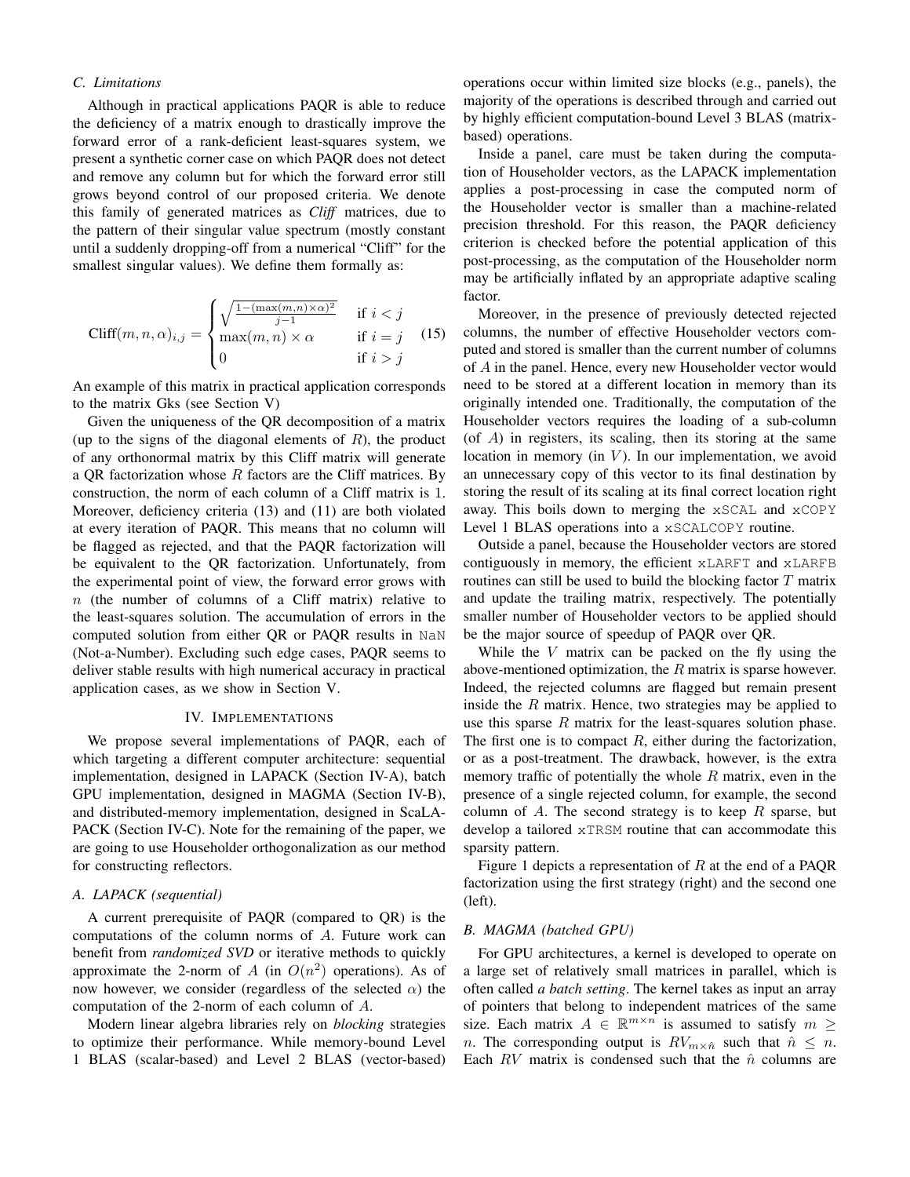### C. Limitations

Although in practical applications PAQR is able to reduce the deficiency of a matrix enough to drastically improve the forward error of a rank-deficient least-squares system, we present a synthetic corner case on which PAQR does not detect and remove any column but for which the forward error still grows beyond control of our proposed criteria. We denote this family of generated matrices as *Cliff* matrices, due to the pattern of their singular value spectrum (mostly constant until a suddenly dropping-off from a numerical "Cliff" for the smallest singular values). We define them formally as:

$$\text{Cliff}(m, n, \alpha)_{i,j} = \begin{cases} \sqrt{\frac{1-(\max(m,n)\times\alpha)^2}{j-1}} & \text{if } i < j \\ \max(m, n) \times \alpha & \text{if } i = j \\ 0 & \text{if } i > j \end{cases} \quad (15)$$

An example of this matrix in practical application corresponds to the matrix Gks (see Section V)

Given the uniqueness of the QR decomposition of a matrix (up to the signs of the diagonal elements of $R$), the product of any orthonormal matrix by this Cliff matrix will generate a QR factorization whose $R$ factors are the Cliff matrices. By construction, the norm of each column of a Cliff matrix is 1. Moreover, deficiency criteria (13) and (11) are both violated at every iteration of PAQR. This means that no column will be flagged as rejected, and that the PAQR factorization will be equivalent to the QR factorization. Unfortunately, from the experimental point of view, the forward error grows with $n$ (the number of columns of a Cliff matrix) relative to the least-squares solution. The accumulation of errors in the computed solution from either QR or PAQR results in NaN (Not-a-Number). Excluding such edge cases, PAQR seems to deliver stable results with high numerical accuracy in practical application cases, as we show in Section V.

## IV. Implementations

We propose several implementations of PAQR, each of which targeting a different computer architecture: sequential implementation, designed in LAPACK (Section IV-A), batch GPU implementation, designed in MAGMA (Section IV-B), and distributed-memory implementation, designed in ScaLAPACK (Section IV-C). Note for the remaining of the paper, we are going to use Householder orthogonalization as our method for constructing reflectors.

### A. LAPACK (sequential)

A current prerequisite of PAQR (compared to QR) is the computations of the column norms of $A$. Future work can benefit from *randomized SVD* or iterative methods to quickly approximate the 2-norm of $A$ (in $O(n^2)$ operations). As of now however, we consider (regardless of the selected $\alpha$) the computation of the 2-norm of each column of $A$.

Modern linear algebra libraries rely on *blocking* strategies to optimize their performance. While memory-bound Level 1 BLAS (scalar-based) and Level 2 BLAS (vector-based) operations occur within limited size blocks (e.g., panels), the majority of the operations is described through and carried out by highly efficient computation-bound Level 3 BLAS (matrix-based) operations.

Inside a panel, care must be taken during the computation of Householder vectors, as the LAPACK implementation applies a post-processing in case the computed norm of the Householder vector is smaller than a machine-related precision threshold. For this reason, the PAQR deficiency criterion is checked before the potential application of this post-processing, as the computation of the Householder norm may be artificially inflated by an appropriate adaptive scaling factor.

Moreover, in the presence of previously detected rejected columns, the number of effective Householder vectors computed and stored is smaller than the current number of columns of $A$ in the panel. Hence, every new Householder vector would need to be stored at a different location in memory than its originally intended one. Traditionally, the computation of the Householder vectors requires the loading of a sub-column (of $A$) in registers, its scaling, then its storing at the same location in memory (in $V$). In our implementation, we avoid an unnecessary copy of this vector to its final destination by storing the result of its scaling at its final correct location right away. This boils down to merging the xSCAL and xCOPY Level 1 BLAS operations into a xSCALCOPY routine.

Outside a panel, because the Householder vectors are stored contiguously in memory, the efficient xLARFT and xLARFB routines can still be used to build the blocking factor $T$ matrix and update the trailing matrix, respectively. The potentially smaller number of Householder vectors to be applied should be the major source of speedup of PAQR over QR.

While the $V$ matrix can be packed on the fly using the above-mentioned optimization, the $R$ matrix is sparse however. Indeed, the rejected columns are flagged but remain present inside the $R$ matrix. Hence, two strategies may be applied to use this sparse $R$ matrix for the least-squares solution phase. The first one is to compact $R$, either during the factorization, or as a post-treatment. The drawback, however, is the extra memory traffic of potentially the whole $R$ matrix, even in the presence of a single rejected column, for example, the second column of $A$. The second strategy is to keep $R$ sparse, but develop a tailored xTRSM routine that can accommodate this sparsity pattern.

Figure 1 depicts a representation of $R$ at the end of a PAQR factorization using the first strategy (right) and the second one (left).

### B. MAGMA (batched GPU)

For GPU architectures, a kernel is developed to operate on a large set of relatively small matrices in parallel, which is often called *a batch setting*. The kernel takes as input an array of pointers that belong to independent matrices of the same size. Each matrix $A \in \mathbb{R}^{m\times n}$ is assumed to satisfy $m \geq n$. The corresponding output is $RV_{m\times\hat{n}}$ such that $\hat{n} \leq n$. Each $RV$ matrix is condensed such that the $\hat{n}$ columns are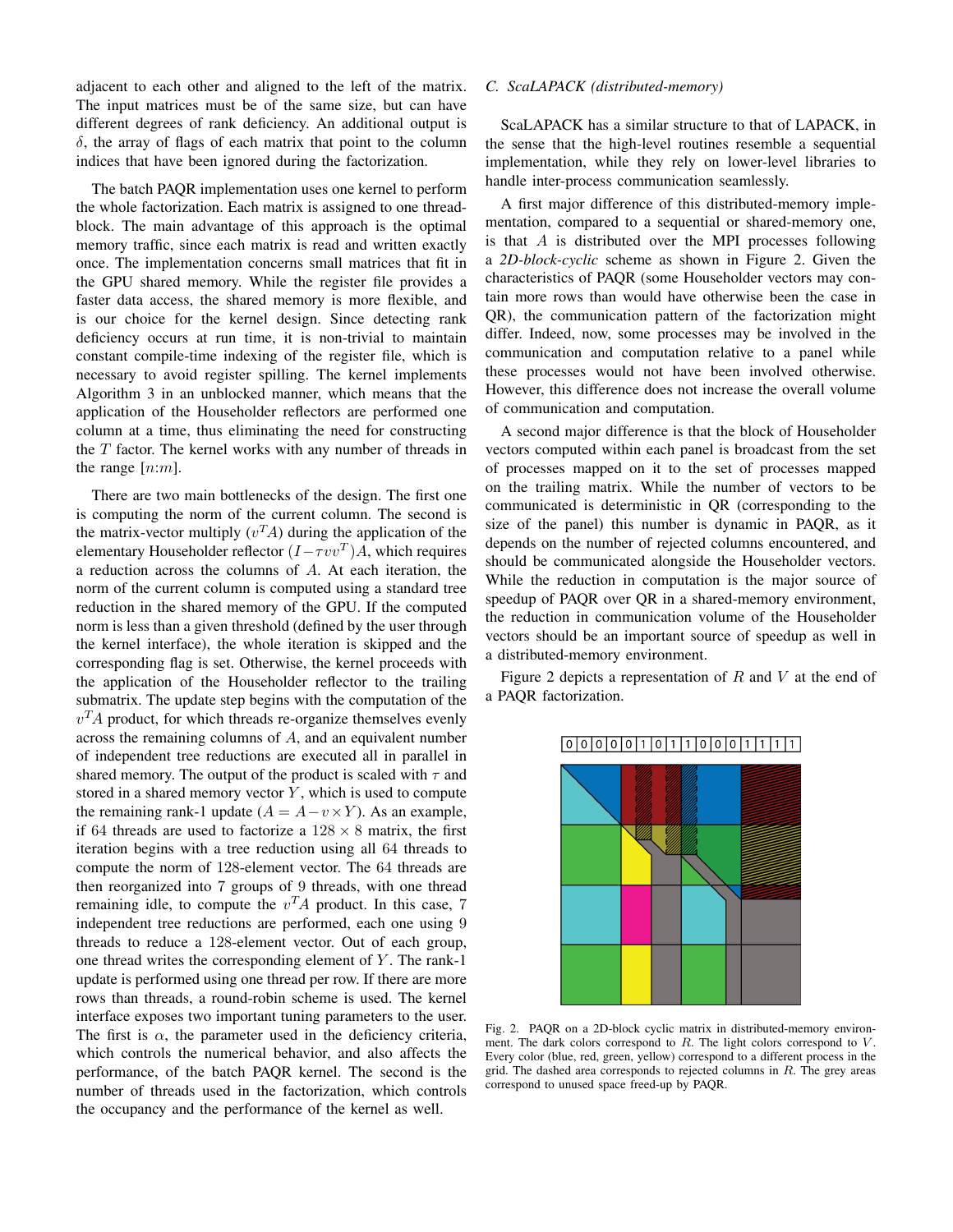adjacent to each other and aligned to the left of the matrix. The input matrices must be of the same size, but can have different degrees of rank deficiency. An additional output is $\delta$, the array of flags of each matrix that point to the column indices that have been ignored during the factorization.

The batch PAQR implementation uses one kernel to perform the whole factorization. Each matrix is assigned to one thread-block. The main advantage of this approach is the optimal memory traffic, since each matrix is read and written exactly once. The implementation concerns small matrices that fit in the GPU shared memory. While the register file provides a faster data access, the shared memory is more flexible, and is our choice for the kernel design. Since detecting rank deficiency occurs at run time, it is non-trivial to maintain constant compile-time indexing of the register file, which is necessary to avoid register spilling. The kernel implements Algorithm 3 in an unblocked manner, which means that the application of the Householder reflectors are performed one column at a time, thus eliminating the need for constructing the $T$ factor. The kernel works with any number of threads in the range $[n{:}m]$.

There are two main bottlenecks of the design. The first one is computing the norm of the current column. The second is the matrix-vector multiply ($v^TA$) during the application of the elementary Householder reflector $(I - \tau vv^T)A$, which requires a reduction across the columns of $A$. At each iteration, the norm of the current column is computed using a standard tree reduction in the shared memory of the GPU. If the computed norm is less than a given threshold (defined by the user through the kernel interface), the whole iteration is skipped and the corresponding flag is set. Otherwise, the kernel proceeds with the application of the Householder reflector to the trailing submatrix. The update step begins with the computation of the $v^TA$ product, for which threads re-organize themselves evenly across the remaining columns of $A$, and an equivalent number of independent tree reductions are executed all in parallel in shared memory. The output of the product is scaled with $\tau$ and stored in a shared memory vector $Y$, which is used to compute the remaining rank-1 update ($A = A - v \times Y$). As an example, if 64 threads are used to factorize a $128 \times 8$ matrix, the first iteration begins with a tree reduction using all 64 threads to compute the norm of 128-element vector. The 64 threads are then reorganized into 7 groups of 9 threads, with one thread remaining idle, to compute the $v^TA$ product. In this case, 7 independent tree reductions are performed, each one using 9 threads to reduce a 128-element vector. Out of each group, one thread writes the corresponding element of $Y$. The rank-1 update is performed using one thread per row. If there are more rows than threads, a round-robin scheme is used. The kernel interface exposes two important tuning parameters to the user. The first is $\alpha$, the parameter used in the deficiency criteria, which controls the numerical behavior, and also affects the performance, of the batch PAQR kernel. The second is the number of threads used in the factorization, which controls the occupancy and the performance of the kernel as well.

### C. ScaLAPACK (distributed-memory)

ScaLAPACK has a similar structure to that of LAPACK, in the sense that the high-level routines resemble a sequential implementation, while they rely on lower-level libraries to handle inter-process communication seamlessly.

A first major difference of this distributed-memory implementation, compared to a sequential or shared-memory one, is that $A$ is distributed over the MPI processes following a *2D-block-cyclic* scheme as shown in Figure 2. Given the characteristics of PAQR (some Householder vectors may contain more rows than would have otherwise been the case in QR), the communication pattern of the factorization might differ. Indeed, now, some processes may be involved in the communication and computation relative to a panel while these processes would not have been involved otherwise. However, this difference does not increase the overall volume of communication and computation.

A second major difference is that the block of Householder vectors computed within each panel is broadcast from the set of processes mapped on it to the set of processes mapped on the trailing matrix. While the number of vectors to be communicated is deterministic in QR (corresponding to the size of the panel) this number is dynamic in PAQR, as it depends on the number of rejected columns encountered, and should be communicated alongside the Householder vectors. While the reduction in computation is the major source of speedup of PAQR over QR in a shared-memory environment, the reduction in communication volume of the Householder vectors should be an important source of speedup as well in a distributed-memory environment.

Figure 2 depicts a representation of $R$ and $V$ at the end of a PAQR factorization.

| 0 | 0 | 0 | 0 | 0 | 1 | 0 | 1 | 1 | 0 | 0 | 0 | 1 | 1 | 1 | 1 |
|---|---|---|---|---|---|---|---|---|---|---|---|---|---|---|---|

Fig. 2. PAQR on a 2D-block cyclic matrix in distributed-memory environment. The dark colors correspond to $R$. The light colors correspond to $V$. Every color (blue, red, green, yellow) correspond to a different process in the grid. The dashed area corresponds to rejected columns in $R$. The grey areas correspond to unused space freed-up by PAQR.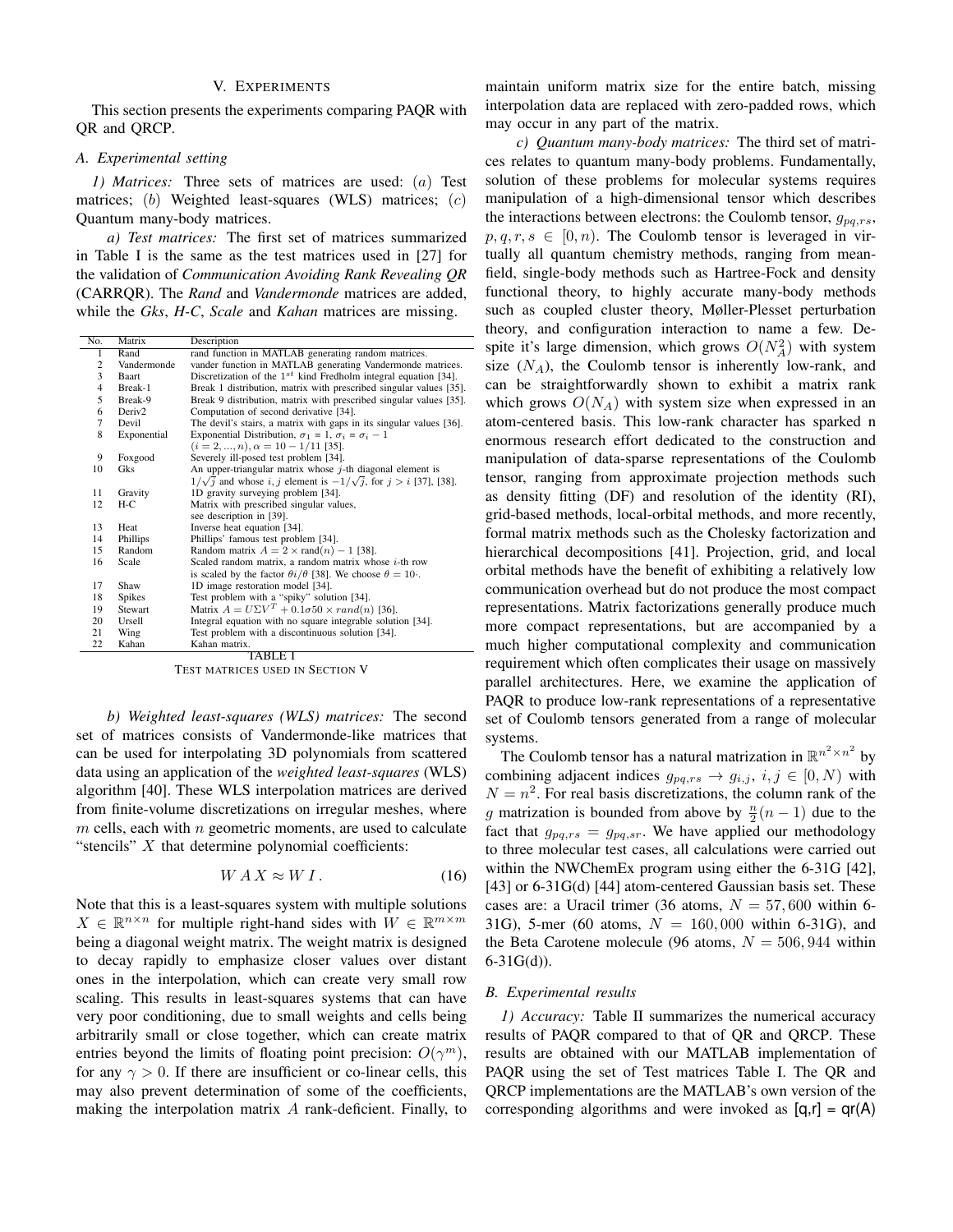## V. Experiments

This section presents the experiments comparing PAQR with QR and QRCP.

### A. Experimental setting

*1) Matrices:* Three sets of matrices are used: $(a)$ Test matrices; $(b)$ Weighted least-squares (WLS) matrices; $(c)$ Quantum many-body matrices.

*a) Test matrices:* The first set of matrices summarized in Table I is the same as the test matrices used in [27] for the validation of *Communication Avoiding Rank Revealing QR* (CARRQR). The *Rand* and *Vandermonde* matrices are added, while the *Gks*, *H-C*, *Scale* and *Kahan* matrices are missing.

| No. | Matrix | Description |
|---|---|---|
| 1 | Rand | rand function in MATLAB generating random matrices. |
| 2 | Vandermonde | vander function in MATLAB generating Vandermonde matrices. |
| 3 | Baart | Discretization of the $1^{st}$ kind Fredholm integral equation [34]. |
| 4 | Break-1 | Break 1 distribution, matrix with prescribed singular values [35]. |
| 5 | Break-9 | Break 9 distribution, matrix with prescribed singular values [35]. |
| 6 | Deriv2 | Computation of second derivative [34]. |
| 7 | Devil | The devil's stairs, a matrix with gaps in its singular values [36]. |
| 8 | Exponential | Exponential Distribution, $\sigma_1$ = 1, $\sigma_i$ = $\sigma_i - 1$ ($i = 2, ..., n$), $\alpha = 10 - 1/11$ [35]. |
| 9 | Foxgood | Severely ill-posed test problem [34]. |
| 10 | Gks | An upper-triangular matrix whose $j$-th diagonal element is $1/\sqrt{j}$ and whose $i, j$ element is $-1/\sqrt{j}$, for $j > i$ [37], [38]. |
| 11 | Gravity | 1D gravity surveying problem [34]. |
| 12 | H-C | Matrix with prescribed singular values, see description in [39]. |
| 13 | Heat | Inverse heat equation [34]. |
| 14 | Phillips | Phillips' famous test problem [34]. |
| 15 | Random | Random matrix $A = 2 \times \text{rand}(n) - 1$ [38]. |
| 16 | Scale | Scaled random matrix, a random matrix whose $i$-th row is scaled by the factor $\theta i/\theta$ [38]. We choose $\theta = 10\cdot$. |
| 17 | Shaw | 1D image restoration model [34]. |
| 18 | Spikes | Test problem with a "spiky" solution [34]. |
| 19 | Stewart | Matrix $A = U\Sigma V^T + 0.1\sigma 50 \times rand(n)$ [36]. |
| 20 | Ursell | Integral equation with no square integrable solution [34]. |
| 21 | Wing | Test problem with a discontinuous solution [34]. |
| 22 | Kahan | Kahan matrix. |

TABLE I
TEST MATRICES USED IN SECTION V

*b) Weighted least-squares (WLS) matrices:* The second set of matrices consists of Vandermonde-like matrices that can be used for interpolating 3D polynomials from scattered data using an application of the *weighted least-squares* (WLS) algorithm [40]. These WLS interpolation matrices are derived from finite-volume discretizations on irregular meshes, where $m$ cells, each with $n$ geometric moments, are used to calculate "stencils" $X$ that determine polynomial coefficients:

$$W\, A\, X \approx W\, I\,. \tag{16}$$

Note that this is a least-squares system with multiple solutions $X \in \mathbb{R}^{n\times n}$ for multiple right-hand sides with $W \in \mathbb{R}^{m\times m}$ being a diagonal weight matrix. The weight matrix is designed to decay rapidly to emphasize closer values over distant ones in the interpolation, which can create very small row scaling. This results in least-squares systems that can have very poor conditioning, due to small weights and cells being arbitrarily small or close together, which can create matrix entries beyond the limits of floating point precision: $O(\gamma^m)$, for any $\gamma > 0$. If there are insufficient or co-linear cells, this may also prevent determination of some of the coefficients, making the interpolation matrix $A$ rank-deficient. Finally, to maintain uniform matrix size for the entire batch, missing interpolation data are replaced with zero-padded rows, which may occur in any part of the matrix.

*c) Quantum many-body matrices:* The third set of matrices relates to quantum many-body problems. Fundamentally, solution of these problems for molecular systems requires manipulation of a high-dimensional tensor which describes the interactions between electrons: the Coulomb tensor, $g_{pq,rs}$, $p, q, r, s \in [0, n)$. The Coulomb tensor is leveraged in virtually all quantum chemistry methods, ranging from mean-field, single-body methods such as Hartree-Fock and density functional theory, to highly accurate many-body methods such as coupled cluster theory, Møller-Plesset perturbation theory, and configuration interaction to name a few. Despite it's large dimension, which grows $O(N_A^2)$ with system size ($N_A$), the Coulomb tensor is inherently low-rank, and can be straightforwardly shown to exhibit a matrix rank which grows $O(N_A)$ with system size when expressed in an atom-centered basis. This low-rank character has sparked n enormous research effort dedicated to the construction and manipulation of data-sparse representations of the Coulomb tensor, ranging from approximate projection methods such as density fitting (DF) and resolution of the identity (RI), grid-based methods, local-orbital methods, and more recently, formal matrix methods such as the Cholesky factorization and hierarchical decompositions [41]. Projection, grid, and local orbital methods have the benefit of exhibiting a relatively low communication overhead but do not produce the most compact representations. Matrix factorizations generally produce much more compact representations, but are accompanied by a much higher computational complexity and communication requirement which often complicates their usage on massively parallel architectures. Here, we examine the application of PAQR to produce low-rank representations of a representative set of Coulomb tensors generated from a range of molecular systems.

The Coulomb tensor has a natural matrization in $\mathbb{R}^{n^2\times n^2}$ by combining adjacent indices $g_{pq,rs} \to g_{i,j}$, $i, j \in [0, N)$ with $N = n^2$. For real basis discretizations, the column rank of the $g$ matrization is bounded from above by $\frac{n}{2}(n-1)$ due to the fact that $g_{pq,rs} = g_{pq,sr}$. We have applied our methodology to three molecular test cases, all calculations were carried out within the NWChemEx program using either the 6-31G [42], [43] or 6-31G(d) [44] atom-centered Gaussian basis set. These cases are: a Uracil trimer (36 atoms, $N = 57,600$ within 6-31G), 5-mer (60 atoms, $N = 160,000$ within 6-31G), and the Beta Carotene molecule (96 atoms, $N = 506,944$ within 6-31G(d)).

### B. Experimental results

*1) Accuracy:* Table II summarizes the numerical accuracy results of PAQR compared to that of QR and QRCP. These results are obtained with our MATLAB implementation of PAQR using the set of Test matrices Table I. The QR and QRCP implementations are the MATLAB's own version of the corresponding algorithms and were invoked as `[q,r] = qr(A)`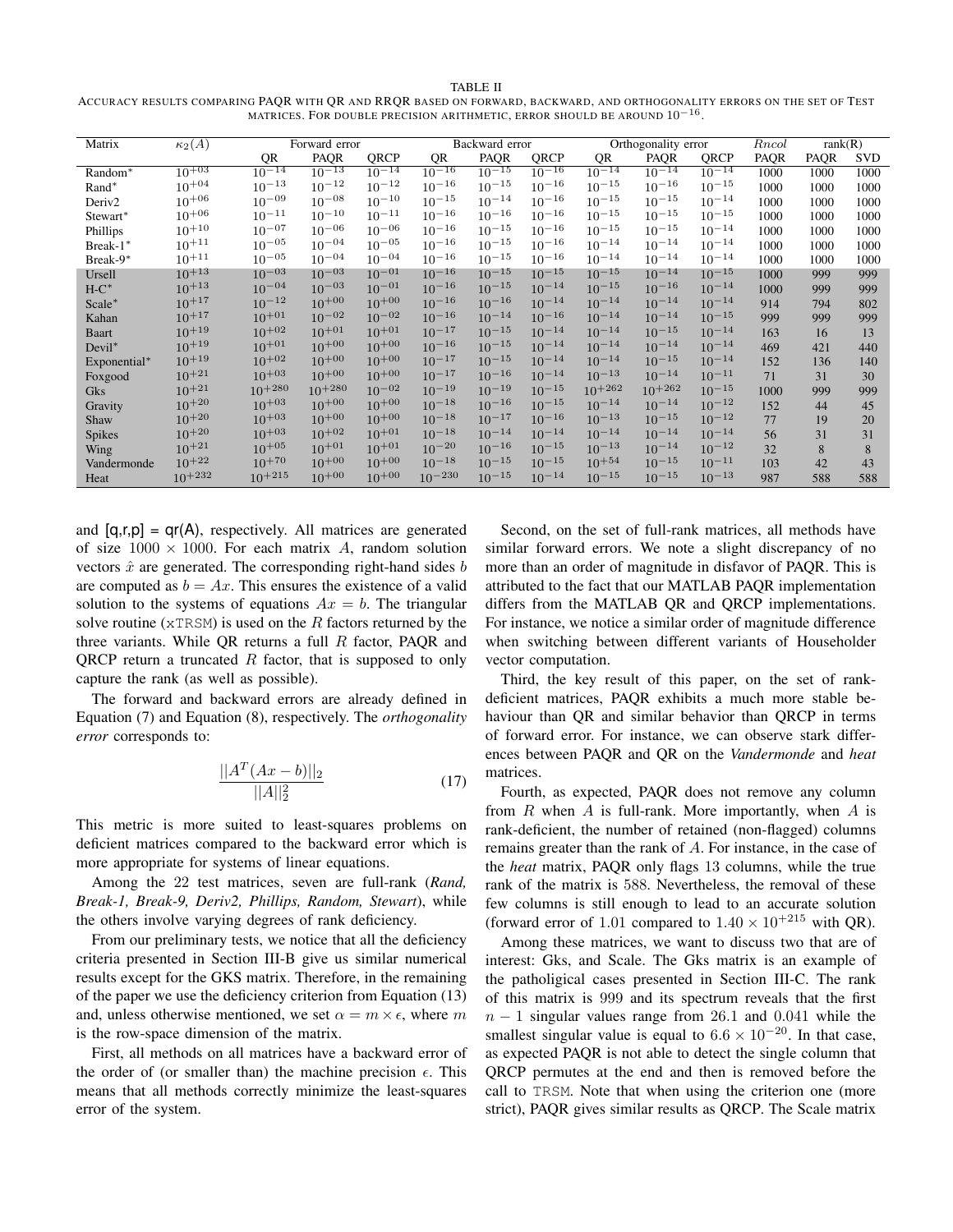TABLE II

ACCURACY RESULTS COMPARING PAQR WITH QR AND RRQR BASED ON FORWARD, BACKWARD, AND ORTHOGONALITY ERRORS ON THE SET OF TEST MATRICES. FOR DOUBLE PRECISION ARITHMETIC, ERROR SHOULD BE AROUND $10^{-16}$.

| Matrix | $\kappa_2(A)$ | Forward error | | | Backward error | | | Orthogonality error | | | $Rncol$ | rank(R) | |
|---|---|---|---|---|---|---|---|---|---|---|---|---|---|
| | | QR | PAQR | QRCP | QR | PAQR | QRCP | QR | PAQR | QRCP | PAQR | PAQR | SVD |
| Random* | $10^{+03}$ | $10^{-14}$ | $10^{-13}$ | $10^{-14}$ | $10^{-16}$ | $10^{-15}$ | $10^{-16}$ | $10^{-14}$ | $10^{-14}$ | $10^{-14}$ | 1000 | 1000 | 1000 |
| Rand* | $10^{+04}$ | $10^{-13}$ | $10^{-12}$ | $10^{-12}$ | $10^{-16}$ | $10^{-15}$ | $10^{-16}$ | $10^{-15}$ | $10^{-16}$ | $10^{-15}$ | 1000 | 1000 | 1000 |
| Deriv2 | $10^{+06}$ | $10^{-09}$ | $10^{-08}$ | $10^{-10}$ | $10^{-15}$ | $10^{-14}$ | $10^{-16}$ | $10^{-15}$ | $10^{-15}$ | $10^{-14}$ | 1000 | 1000 | 1000 |
| Stewart* | $10^{+06}$ | $10^{-11}$ | $10^{-10}$ | $10^{-11}$ | $10^{-16}$ | $10^{-16}$ | $10^{-16}$ | $10^{-15}$ | $10^{-15}$ | $10^{-15}$ | 1000 | 1000 | 1000 |
| Phillips | $10^{+10}$ | $10^{-07}$ | $10^{-06}$ | $10^{-06}$ | $10^{-16}$ | $10^{-15}$ | $10^{-16}$ | $10^{-15}$ | $10^{-15}$ | $10^{-14}$ | 1000 | 1000 | 1000 |
| Break-1* | $10^{+11}$ | $10^{-05}$ | $10^{-04}$ | $10^{-05}$ | $10^{-16}$ | $10^{-15}$ | $10^{-16}$ | $10^{-14}$ | $10^{-14}$ | $10^{-14}$ | 1000 | 1000 | 1000 |
| Break-9* | $10^{+11}$ | $10^{-05}$ | $10^{-04}$ | $10^{-04}$ | $10^{-16}$ | $10^{-15}$ | $10^{-16}$ | $10^{-14}$ | $10^{-14}$ | $10^{-14}$ | 1000 | 1000 | 1000 |
| Ursell | $10^{+13}$ | $10^{-03}$ | $10^{-03}$ | $10^{-01}$ | $10^{-16}$ | $10^{-15}$ | $10^{-15}$ | $10^{-15}$ | $10^{-14}$ | $10^{-15}$ | 1000 | 999 | 999 |
| H-C* | $10^{+13}$ | $10^{-04}$ | $10^{-03}$ | $10^{-01}$ | $10^{-16}$ | $10^{-15}$ | $10^{-14}$ | $10^{-15}$ | $10^{-16}$ | $10^{-14}$ | 1000 | 999 | 999 |
| Scale* | $10^{+17}$ | $10^{-12}$ | $10^{+00}$ | $10^{+00}$ | $10^{-16}$ | $10^{-16}$ | $10^{-14}$ | $10^{-14}$ | $10^{-14}$ | $10^{-14}$ | 914 | 794 | 802 |
| Kahan | $10^{+17}$ | $10^{+01}$ | $10^{-02}$ | $10^{-02}$ | $10^{-16}$ | $10^{-14}$ | $10^{-16}$ | $10^{-14}$ | $10^{-14}$ | $10^{-15}$ | 999 | 999 | 999 |
| Baart | $10^{+19}$ | $10^{+02}$ | $10^{+01}$ | $10^{+01}$ | $10^{-17}$ | $10^{-15}$ | $10^{-14}$ | $10^{-14}$ | $10^{-15}$ | $10^{-14}$ | 163 | 16 | 13 |
| Devil* | $10^{+19}$ | $10^{+01}$ | $10^{+00}$ | $10^{+00}$ | $10^{-16}$ | $10^{-15}$ | $10^{-14}$ | $10^{-14}$ | $10^{-14}$ | $10^{-14}$ | 469 | 421 | 440 |
| Exponential* | $10^{+19}$ | $10^{+02}$ | $10^{+00}$ | $10^{+00}$ | $10^{-17}$ | $10^{-15}$ | $10^{-14}$ | $10^{-14}$ | $10^{-15}$ | $10^{-14}$ | 152 | 136 | 140 |
| Foxgood | $10^{+21}$ | $10^{+03}$ | $10^{+00}$ | $10^{+00}$ | $10^{-17}$ | $10^{-16}$ | $10^{-14}$ | $10^{-13}$ | $10^{-14}$ | $10^{-11}$ | 71 | 31 | 30 |
| Gks | $10^{+21}$ | $10^{+280}$ | $10^{+280}$ | $10^{-02}$ | $10^{-19}$ | $10^{-19}$ | $10^{-15}$ | $10^{+262}$ | $10^{+262}$ | $10^{-15}$ | 1000 | 999 | 999 |
| Gravity | $10^{+20}$ | $10^{+03}$ | $10^{+00}$ | $10^{+00}$ | $10^{-18}$ | $10^{-16}$ | $10^{-15}$ | $10^{-14}$ | $10^{-14}$ | $10^{-12}$ | 152 | 44 | 45 |
| Shaw | $10^{+20}$ | $10^{+03}$ | $10^{+00}$ | $10^{+00}$ | $10^{-18}$ | $10^{-17}$ | $10^{-16}$ | $10^{-13}$ | $10^{-15}$ | $10^{-12}$ | 77 | 19 | 20 |
| Spikes | $10^{+20}$ | $10^{+03}$ | $10^{+02}$ | $10^{+01}$ | $10^{-18}$ | $10^{-14}$ | $10^{-14}$ | $10^{-14}$ | $10^{-14}$ | $10^{-14}$ | 56 | 31 | 31 |
| Wing | $10^{+21}$ | $10^{+05}$ | $10^{+01}$ | $10^{+01}$ | $10^{-20}$ | $10^{-16}$ | $10^{-15}$ | $10^{-13}$ | $10^{-14}$ | $10^{-12}$ | 32 | 8 | 8 |
| Vandermonde | $10^{+22}$ | $10^{+70}$ | $10^{+00}$ | $10^{+00}$ | $10^{-18}$ | $10^{-15}$ | $10^{-15}$ | $10^{+54}$ | $10^{-15}$ | $10^{-11}$ | 103 | 42 | 43 |
| Heat | $10^{+232}$ | $10^{+215}$ | $10^{+00}$ | $10^{+00}$ | $10^{-230}$ | $10^{-15}$ | $10^{-14}$ | $10^{-15}$ | $10^{-15}$ | $10^{-13}$ | 987 | 588 | 588 |

and [q,r,p] = qr(A), respectively. All matrices are generated of size $1000 \times 1000$. For each matrix $A$, random solution vectors $\hat{x}$ are generated. The corresponding right-hand sides $b$ are computed as $b = Ax$. This ensures the existence of a valid solution to the systems of equations $Ax = b$. The triangular solve routine (xTRSM) is used on the $R$ factors returned by the three variants. While QR returns a full $R$ factor, PAQR and QRCP return a truncated $R$ factor, that is supposed to only capture the rank (as well as possible).

The forward and backward errors are already defined in Equation (7) and Equation (8), respectively. The *orthogonality error* corresponds to:

$$\frac{||A^T(Ax-b)||_2}{||A||_2^2} \tag{17}$$

This metric is more suited to least-squares problems on deficient matrices compared to the backward error which is more appropriate for systems of linear equations.

Among the 22 test matrices, seven are full-rank (*Rand, Break-1, Break-9, Deriv2, Phillips, Random, Stewart*), while the others involve varying degrees of rank deficiency.

From our preliminary tests, we notice that all the deficiency criteria presented in Section III-B give us similar numerical results except for the GKS matrix. Therefore, in the remaining of the paper we use the deficiency criterion from Equation (13) and, unless otherwise mentioned, we set $\alpha = m \times \epsilon$, where $m$ is the row-space dimension of the matrix.

First, all methods on all matrices have a backward error of the order of (or smaller than) the machine precision $\epsilon$. This means that all methods correctly minimize the least-squares error of the system.

Second, on the set of full-rank matrices, all methods have similar forward errors. We note a slight discrepancy of no more than an order of magnitude in disfavor of PAQR. This is attributed to the fact that our MATLAB PAQR implementation differs from the MATLAB QR and QRCP implementations. For instance, we notice a similar order of magnitude difference when switching between different variants of Householder vector computation.

Third, the key result of this paper, on the set of rank-deficient matrices, PAQR exhibits a much more stable behaviour than QR and similar behavior than QRCP in terms of forward error. For instance, we can observe stark differences between PAQR and QR on the *Vandermonde* and *heat* matrices.

Fourth, as expected, PAQR does not remove any column from $R$ when $A$ is full-rank. More importantly, when $A$ is rank-deficient, the number of retained (non-flagged) columns remains greater than the rank of $A$. For instance, in the case of the *heat* matrix, PAQR only flags 13 columns, while the true rank of the matrix is 588. Nevertheless, the removal of these few columns is still enough to lead to an accurate solution (forward error of 1.01 compared to $1.40 \times 10^{+215}$ with QR).

Among these matrices, we want to discuss two that are of interest: Gks, and Scale. The Gks matrix is an example of the patholigical cases presented in Section III-C. The rank of this matrix is 999 and its spectrum reveals that the first $n-1$ singular values range from 26.1 and 0.041 while the smallest singular value is equal to $6.6 \times 10^{-20}$. In that case, as expected PAQR is not able to detect the single column that QRCP permutes at the end and then is removed before the call to TRSM. Note that when using the criterion one (more strict), PAQR gives similar results as QRCP. The Scale matrix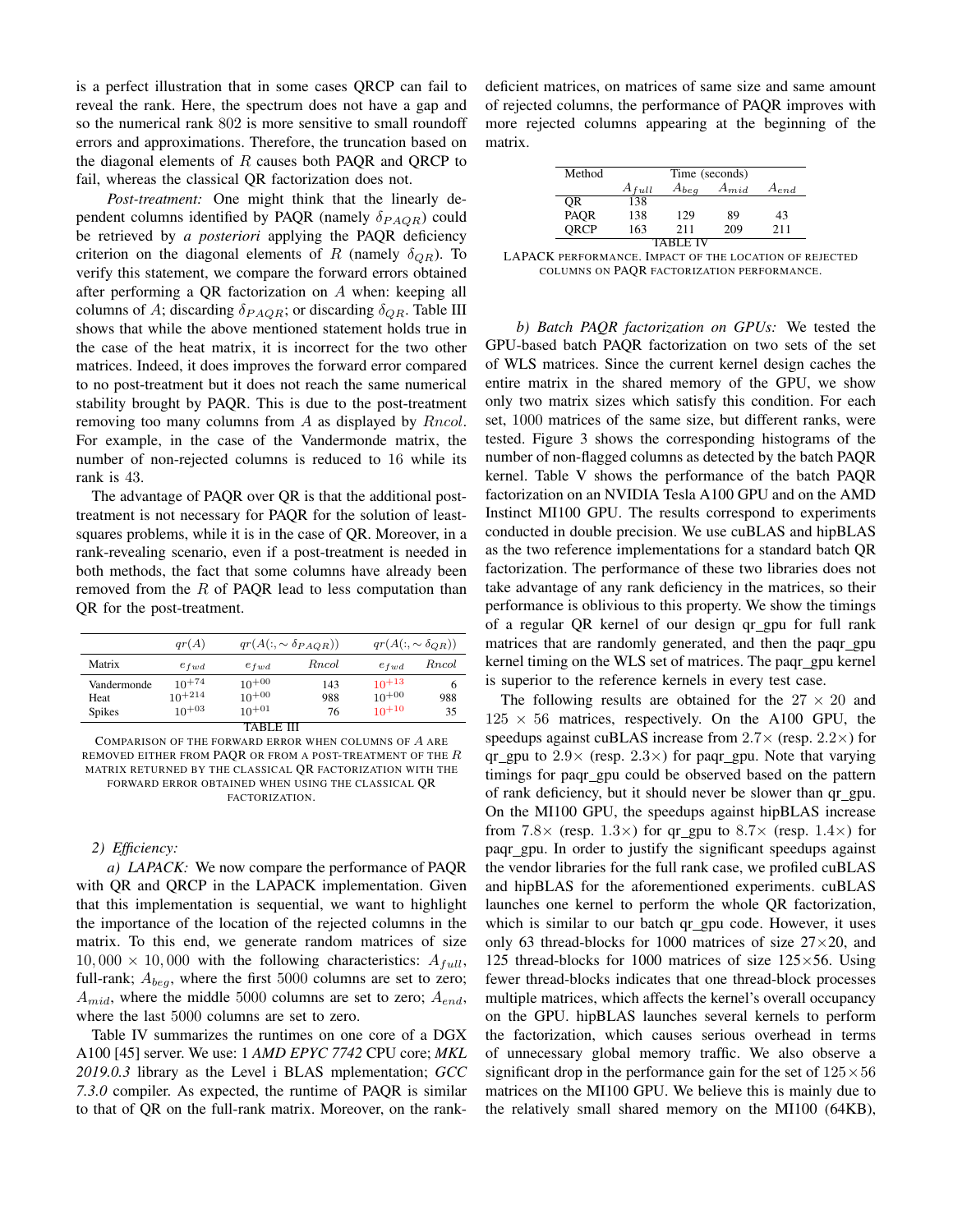is a perfect illustration that in some cases QRCP can fail to reveal the rank. Here, the spectrum does not have a gap and so the numerical rank 802 is more sensitive to small roundoff errors and approximations. Therefore, the truncation based on the diagonal elements of $R$ causes both PAQR and QRCP to fail, whereas the classical QR factorization does not.

*Post-treatment:* One might think that the linearly dependent columns identified by PAQR (namely $\delta_{PAQR}$) could be retrieved by *a posteriori* applying the PAQR deficiency criterion on the diagonal elements of $R$ (namely $\delta_{QR}$). To verify this statement, we compare the forward errors obtained after performing a QR factorization on $A$ when: keeping all columns of $A$; discarding $\delta_{PAQR}$; or discarding $\delta_{QR}$. Table III shows that while the above mentioned statement holds true in the case of the heat matrix, it is incorrect for the two other matrices. Indeed, it does improves the forward error compared to no post-treatment but it does not reach the same numerical stability brought by PAQR. This is due to the post-treatment removing too many columns from $A$ as displayed by $Rncol$. For example, in the case of the Vandermonde matrix, the number of non-rejected columns is reduced to 16 while its rank is 43.

The advantage of PAQR over QR is that the additional post-treatment is not necessary for PAQR for the solution of least-squares problems, while it is in the case of QR. Moreover, in a rank-revealing scenario, even if a post-treatment is needed in both methods, the fact that some columns have already been removed from the $R$ of PAQR lead to less computation than QR for the post-treatment.

| | $qr(A)$ | $qr(A(:,\sim\delta_{PAQR}))$ | | $qr(A(:,\sim\delta_{QR}))$ | |
|---|---|---|---|---|---|
| Matrix | $e_{fwd}$ | $e_{fwd}$ | $Rncol$ | $e_{fwd}$ | $Rncol$ |
| Vandermonde | $10^{+74}$ | $10^{+00}$ | 143 | $10^{+13}$ | 6 |
| Heat | $10^{+214}$ | $10^{+00}$ | 988 | $10^{+00}$ | 988 |
| Spikes | $10^{+03}$ | $10^{+01}$ | 76 | $10^{+10}$ | 35 |

TABLE III

COMPARISON OF THE FORWARD ERROR WHEN COLUMNS OF $A$ ARE REMOVED EITHER FROM PAQR OR FROM A POST-TREATMENT OF THE $R$ MATRIX RETURNED BY THE CLASSICAL QR FACTORIZATION WITH THE FORWARD ERROR OBTAINED WHEN USING THE CLASSICAL QR FACTORIZATION.

*2) Efficiency:*

*a) LAPACK:* We now compare the performance of PAQR with QR and QRCP in the LAPACK implementation. Given that this implementation is sequential, we want to highlight the importance of the location of the rejected columns in the matrix. To this end, we generate random matrices of size $10,000 \times 10,000$ with the following characteristics: $A_{full}$, full-rank; $A_{beg}$, where the first 5000 columns are set to zero; $A_{mid}$, where the middle 5000 columns are set to zero; $A_{end}$, where the last 5000 columns are set to zero.

Table IV summarizes the runtimes on one core of a DGX A100 [45] server. We use: 1 *AMD EPYC 7742* CPU core; *MKL 2019.0.3* library as the Level i BLAS mplementation; *GCC 7.3.0* compiler. As expected, the runtime of PAQR is similar to that of QR on the full-rank matrix. Moreover, on the rank-deficient matrices, on matrices of same size and same amount of rejected columns, the performance of PAQR improves with more rejected columns appearing at the beginning of the matrix.

| Method | Time (seconds) | | | |
|---|---|---|---|---|
| | $A_{full}$ | $A_{beg}$ | $A_{mid}$ | $A_{end}$ |
| QR | 138 | | | |
| PAQR | 138 | 129 | 89 | 43 |
| QRCP | 163 | 211 | 209 | 211 |

TABLE IV

LAPACK PERFORMANCE. IMPACT OF THE LOCATION OF REJECTED COLUMNS ON PAQR FACTORIZATION PERFORMANCE.

*b) Batch PAQR factorization on GPUs:* We tested the GPU-based batch PAQR factorization on two sets of the set of WLS matrices. Since the current kernel design caches the entire matrix in the shared memory of the GPU, we show only two matrix sizes which satisfy this condition. For each set, 1000 matrices of the same size, but different ranks, were tested. Figure 3 shows the corresponding histograms of the number of non-flagged columns as detected by the batch PAQR kernel. Table V shows the performance of the batch PAQR factorization on an NVIDIA Tesla A100 GPU and on the AMD Instinct MI100 GPU. The results correspond to experiments conducted in double precision. We use cuBLAS and hipBLAS as the two reference implementations for a standard batch QR factorization. The performance of these two libraries does not take advantage of any rank deficiency in the matrices, so their performance is oblivious to this property. We show the timings of a regular QR kernel of our design qr_gpu for full rank matrices that are randomly generated, and then the paqr_gpu kernel timing on the WLS set of matrices. The paqr_gpu kernel is superior to the reference kernels in every test case.

The following results are obtained for the $27 \times 20$ and $125 \times 56$ matrices, respectively. On the A100 GPU, the speedups against cuBLAS increase from $2.7\times$ (resp. $2.2\times$) for qr_gpu to $2.9\times$ (resp. $2.3\times$) for paqr_gpu. Note that varying timings for paqr_gpu could be observed based on the pattern of rank deficiency, but it should never be slower than qr_gpu. On the MI100 GPU, the speedups against hipBLAS increase from $7.8\times$ (resp. $1.3\times$) for qr_gpu to $8.7\times$ (resp. $1.4\times$) for paqr_gpu. In order to justify the significant speedups against the vendor libraries for the full rank case, we profiled cuBLAS and hipBLAS for the aforementioned experiments. cuBLAS launches one kernel to perform the whole QR factorization, which is similar to our batch qr_gpu code. However, it uses only 63 thread-blocks for 1000 matrices of size $27\times 20$, and 125 thread-blocks for 1000 matrices of size $125\times 56$. Using fewer thread-blocks indicates that one thread-block processes multiple matrices, which affects the kernel's overall occupancy on the GPU. hipBLAS launches several kernels to perform the factorization, which causes serious overhead in terms of unnecessary global memory traffic. We also observe a significant drop in the performance gain for the set of $125\times 56$ matrices on the MI100 GPU. We believe this is mainly due to the relatively small shared memory on the MI100 (64KB),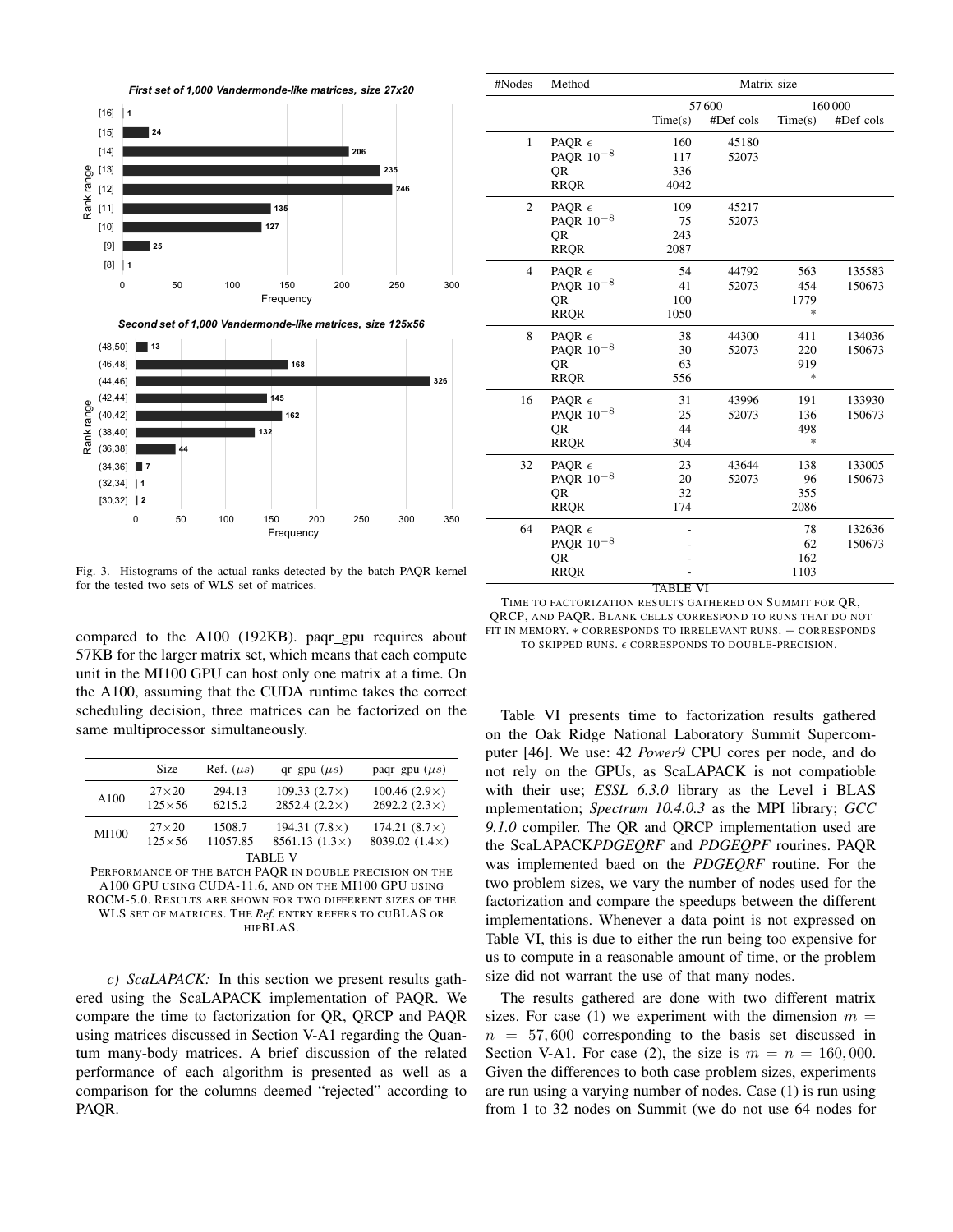Fig. 3. Histograms of the actual ranks detected by the batch PAQR kernel for the tested two sets of WLS set of matrices.

compared to the A100 (192KB). paqr_gpu requires about 57KB for the larger matrix set, which means that each compute unit in the MI100 GPU can host only one matrix at a time. On the A100, assuming that the CUDA runtime takes the correct scheduling decision, three matrices can be factorized on the same multiprocessor simultaneously.

| | Size | Ref. ($\mu s$) | qr_gpu ($\mu s$) | paqr_gpu ($\mu s$) |
|---|---|---|---|---|
| A100 | 27×20 | 294.13 | 109.33 (2.7×) | 100.46 (2.9×) |
| | 125×56 | 6215.2 | 2852.4 (2.2×) | 2692.2 (2.3×) |
| MI100 | 27×20 | 1508.7 | 194.31 (7.8×) | 174.21 (8.7×) |
| | 125×56 | 11057.85 | 8561.13 (1.3×) | 8039.02 (1.4×) |

TABLE V
PERFORMANCE OF THE BATCH PAQR IN DOUBLE PRECISION ON THE A100 GPU USING CUDA-11.6, AND ON THE MI100 GPU USING ROCM-5.0. RESULTS ARE SHOWN FOR TWO DIFFERENT SIZES OF THE WLS SET OF MATRICES. THE *Ref.* ENTRY REFERS TO CUBLAS OR HIPBLAS.

*c) ScaLAPACK:* In this section we present results gathered using the ScaLAPACK implementation of PAQR. We compare the time to factorization for QR, QRCP and PAQR using matrices discussed in Section V-A1 regarding the Quantum many-body matrices. A brief discussion of the related performance of each algorithm is presented as well as a comparison for the columns deemed "rejected" according to PAQR.

| #Nodes | Method | Matrix size | | | |
|---|---|---|---|---|---|
| | | 57 600 | | 160 000 | |
| | | Time(s) | #Def cols | Time(s) | #Def cols |
| 1 | PAQR $\epsilon$ | 160 | 45180 | | |
| | PAQR $10^{-8}$ | 117 | 52073 | | |
| | QR | 336 | | | |
| | RRQR | 4042 | | | |
| 2 | PAQR $\epsilon$ | 109 | 45217 | | |
| | PAQR $10^{-8}$ | 75 | 52073 | | |
| | QR | 243 | | | |
| | RRQR | 2087 | | | |
| 4 | PAQR $\epsilon$ | 54 | 44792 | 563 | 135583 |
| | PAQR $10^{-8}$ | 41 | 52073 | 454 | 150673 |
| | QR | 100 | | 1779 | |
| | RRQR | 1050 | | * | |
| 8 | PAQR $\epsilon$ | 38 | 44300 | 411 | 134036 |
| | PAQR $10^{-8}$ | 30 | 52073 | 220 | 150673 |
| | QR | 63 | | 919 | |
| | RRQR | 556 | | * | |
| 16 | PAQR $\epsilon$ | 31 | 43996 | 191 | 133930 |
| | PAQR $10^{-8}$ | 25 | 52073 | 136 | 150673 |
| | QR | 44 | | 498 | |
| | RRQR | 304 | | * | |
| 32 | PAQR $\epsilon$ | 23 | 43644 | 138 | 133005 |
| | PAQR $10^{-8}$ | 20 | 52073 | 96 | 150673 |
| | QR | 32 | | 355 | |
| | RRQR | 174 | | 2086 | |
| 64 | PAQR $\epsilon$ | - | | 78 | 132636 |
| | PAQR $10^{-8}$ | - | | 62 | 150673 |
| | QR | - | | 162 | |
| | RRQR | - | | 1103 | |

TABLE VI
TIME TO FACTORIZATION RESULTS GATHERED ON SUMMIT FOR QR, QRCP, AND PAQR. BLANK CELLS CORRESPOND TO RUNS THAT DO NOT FIT IN MEMORY. * CORRESPONDS TO IRRELEVANT RUNS. − CORRESPONDS TO SKIPPED RUNS. $\epsilon$ CORRESPONDS TO DOUBLE-PRECISION.

Table VI presents time to factorization results gathered on the Oak Ridge National Laboratory Summit Supercomputer [46]. We use: 42 *Power9* CPU cores per node, and do not rely on the GPUs, as ScaLAPACK is not compatioble with their use; *ESSL 6.3.0* library as the Level i BLAS mplementation; *Spectrum 10.4.0.3* as the MPI library; *GCC 9.1.0* compiler. The QR and QRCP implementation used are the ScaLAPACK*PDGEQRF* and *PDGEQPF* rourines. PAQR was implemented baed on the *PDGEQRF* routine. For the two problem sizes, we vary the number of nodes used for the factorization and compare the speedups between the different implementations. Whenever a data point is not expressed on Table VI, this is due to either the run being too expensive for us to compute in a reasonable amount of time, or the problem size did not warrant the use of that many nodes.

The results gathered are done with two different matrix sizes. For case (1) we experiment with the dimension $m = n = 57,600$ corresponding to the basis set discussed in Section V-A1. For case (2), the size is $m = n = 160,000$. Given the differences to both case problem sizes, experiments are run using a varying number of nodes. Case (1) is run using from 1 to 32 nodes on Summit (we do not use 64 nodes for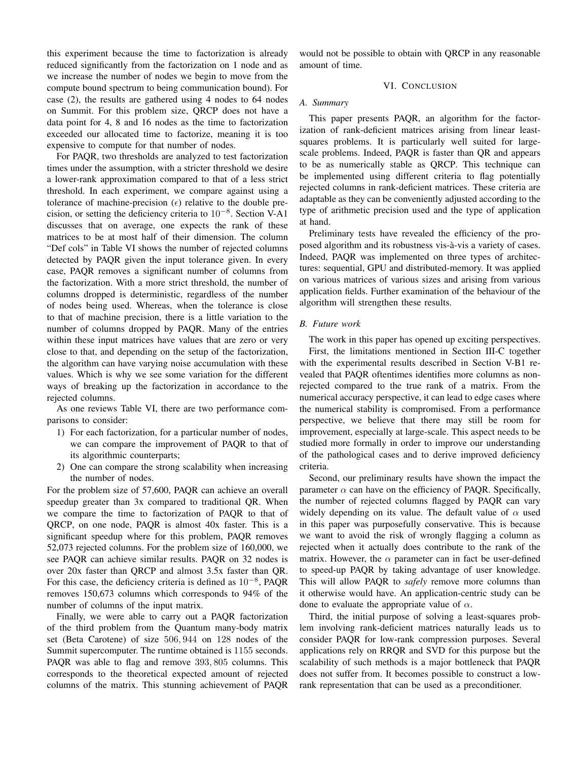this experiment because the time to factorization is already reduced significantly from the factorization on 1 node and as we increase the number of nodes we begin to move from the compute bound spectrum to being communication bound). For case (2), the results are gathered using 4 nodes to 64 nodes on Summit. For this problem size, QRCP does not have a data point for 4, 8 and 16 nodes as the time to factorization exceeded our allocated time to factorize, meaning it is too expensive to compute for that number of nodes.

For PAQR, two thresholds are analyzed to test factorization times under the assumption, with a stricter threshold we desire a lower-rank approximation compared to that of a less strict threshold. In each experiment, we compare against using a tolerance of machine-precision ($\epsilon$) relative to the double precision, or setting the deficiency criteria to $10^{-8}$. Section V-A1 discusses that on average, one expects the rank of these matrices to be at most half of their dimension. The column "Def cols" in Table VI shows the number of rejected columns detected by PAQR given the input tolerance given. In every case, PAQR removes a significant number of columns from the factorization. With a more strict threshold, the number of columns dropped is deterministic, regardless of the number of nodes being used. Whereas, when the tolerance is close to that of machine precision, there is a little variation to the number of columns dropped by PAQR. Many of the entries within these input matrices have values that are zero or very close to that, and depending on the setup of the factorization, the algorithm can have varying noise accumulation with these values. Which is why we see some variation for the different ways of breaking up the factorization in accordance to the rejected columns.

As one reviews Table VI, there are two performance comparisons to consider:

1) For each factorization, for a particular number of nodes, we can compare the improvement of PAQR to that of its algorithmic counterparts;
2) One can compare the strong scalability when increasing the number of nodes.

For the problem size of 57,600, PAQR can achieve an overall speedup greater than 3x compared to traditional QR. When we compare the time to factorization of PAQR to that of QRCP, on one node, PAQR is almost 40x faster. This is a significant speedup where for this problem, PAQR removes 52,073 rejected columns. For the problem size of 160,000, we see PAQR can achieve similar results. PAQR on 32 nodes is over 20x faster than QRCP and almost 3.5x faster than QR. For this case, the deficiency criteria is defined as $10^{-8}$, PAQR removes 150,673 columns which corresponds to 94% of the number of columns of the input matrix.

Finally, we were able to carry out a PAQR factorization of the third problem from the Quantum many-body matrix set (Beta Carotene) of size $506,944$ on $128$ nodes of the Summit supercomputer. The runtime obtained is $1155$ seconds. PAQR was able to flag and remove $393,805$ columns. This corresponds to the theoretical expected amount of rejected columns of the matrix. This stunning achievement of PAQR would not be possible to obtain with QRCP in any reasonable amount of time.

## VI. Conclusion

### A. Summary

This paper presents PAQR, an algorithm for the factorization of rank-deficient matrices arising from linear least-squares problems. It is particularly well suited for large-scale problems. Indeed, PAQR is faster than QR and appears to be as numerically stable as QRCP. This technique can be implemented using different criteria to flag potentially rejected columns in rank-deficient matrices. These criteria are adaptable as they can be conveniently adjusted according to the type of arithmetic precision used and the type of application at hand.

Preliminary tests have revealed the efficiency of the proposed algorithm and its robustness vis-à-vis a variety of cases. Indeed, PAQR was implemented on three types of architectures: sequential, GPU and distributed-memory. It was applied on various matrices of various sizes and arising from various application fields. Further examination of the behaviour of the algorithm will strengthen these results.

### B. Future work

The work in this paper has opened up exciting perspectives.

First, the limitations mentioned in Section III-C together with the experimental results described in Section V-B1 revealed that PAQR oftentimes identifies more columns as non-rejected compared to the true rank of a matrix. From the numerical accuracy perspective, it can lead to edge cases where the numerical stability is compromised. From a performance perspective, we believe that there may still be room for improvement, especially at large-scale. This aspect needs to be studied more formally in order to improve our understanding of the pathological cases and to derive improved deficiency criteria.

Second, our preliminary results have shown the impact the parameter $\alpha$ can have on the efficiency of PAQR. Specifically, the number of rejected columns flagged by PAQR can vary widely depending on its value. The default value of $\alpha$ used in this paper was purposefully conservative. This is because we want to avoid the risk of wrongly flagging a column as rejected when it actually does contribute to the rank of the matrix. However, the $\alpha$ parameter can in fact be user-defined to speed-up PAQR by taking advantage of user knowledge. This will allow PAQR to *safely* remove more columns than it otherwise would have. An application-centric study can be done to evaluate the appropriate value of $\alpha$.

Third, the initial purpose of solving a least-squares problem involving rank-deficient matrices naturally leads us to consider PAQR for low-rank compression purposes. Several applications rely on RRQR and SVD for this purpose but the scalability of such methods is a major bottleneck that PAQR does not suffer from. It becomes possible to construct a low-rank representation that can be used as a preconditioner.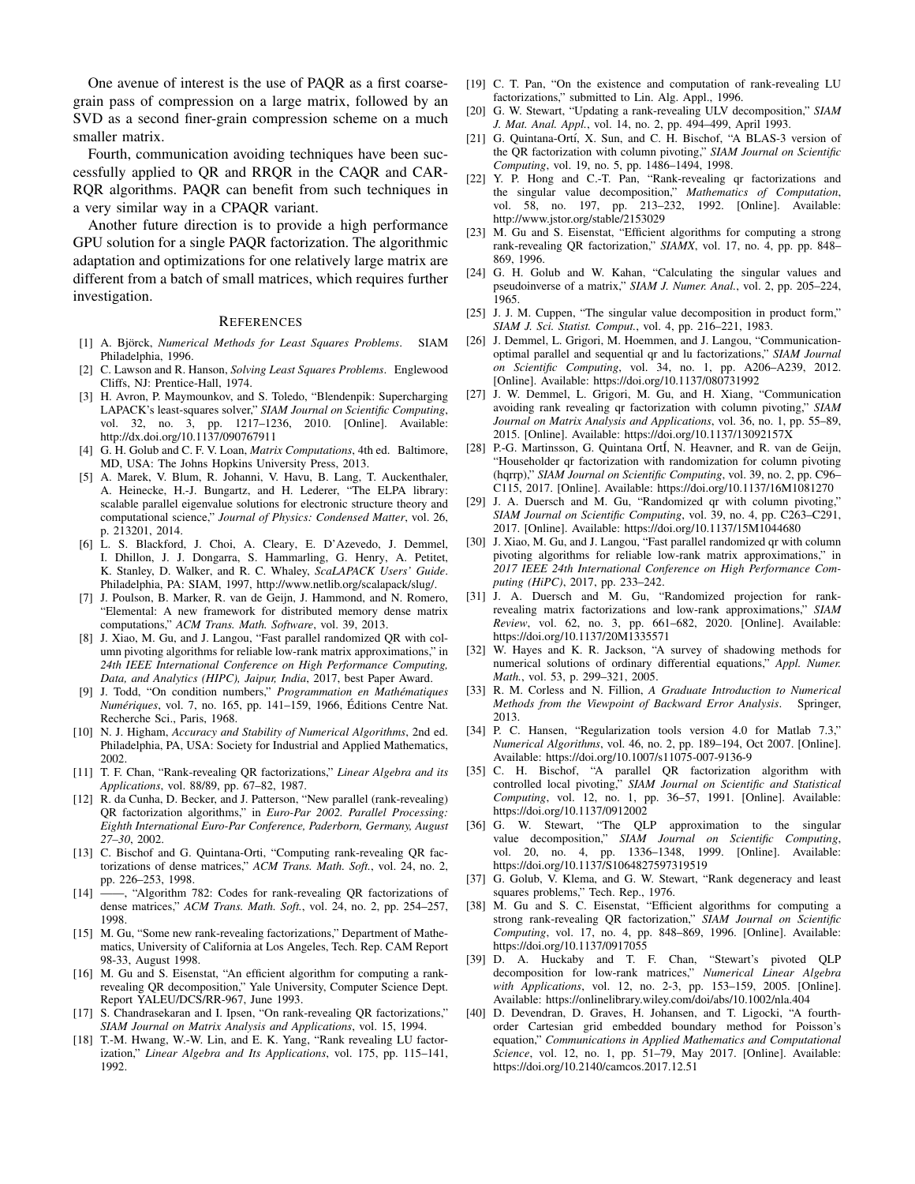One avenue of interest is the use of PAQR as a first coarse-grain pass of compression on a large matrix, followed by an SVD as a second finer-grain compression scheme on a much smaller matrix.

Fourth, communication avoiding techniques have been successfully applied to QR and RRQR in the CAQR and CARRQR algorithms. PAQR can benefit from such techniques in a very similar way in a CPAQR variant.

Another future direction is to provide a high performance GPU solution for a single PAQR factorization. The algorithmic adaptation and optimizations for one relatively large matrix are different from a batch of small matrices, which requires further investigation.

## References

[1] A. Björck, *Numerical Methods for Least Squares Problems*. SIAM Philadelphia, 1996.

[2] C. Lawson and R. Hanson, *Solving Least Squares Problems*. Englewood Cliffs, NJ: Prentice-Hall, 1974.

[3] H. Avron, P. Maymounkov, and S. Toledo, "Blendenpik: Supercharging LAPACK's least-squares solver," *SIAM Journal on Scientific Computing*, vol. 32, no. 3, pp. 1217–1236, 2010. [Online]. Available: http://dx.doi.org/10.1137/090767911

[4] G. H. Golub and C. F. V. Loan, *Matrix Computations*, 4th ed. Baltimore, MD, USA: The Johns Hopkins University Press, 2013.

[5] A. Marek, V. Blum, R. Johanni, V. Havu, B. Lang, T. Auckenthaler, A. Heinecke, H.-J. Bungartz, and H. Lederer, "The ELPA library: scalable parallel eigenvalue solutions for electronic structure theory and computational science," *Journal of Physics: Condensed Matter*, vol. 26, p. 213201, 2014.

[6] L. S. Blackford, J. Choi, A. Cleary, E. D'Azevedo, J. Demmel, I. Dhillon, J. J. Dongarra, S. Hammarling, G. Henry, A. Petitet, K. Stanley, D. Walker, and R. C. Whaley, *ScaLAPACK Users' Guide*. Philadelphia, PA: SIAM, 1997, http://www.netlib.org/scalapack/slug/.

[7] J. Poulson, B. Marker, R. van de Geijn, J. Hammond, and N. Romero, "Elemental: A new framework for distributed memory dense matrix computations," *ACM Trans. Math. Software*, vol. 39, 2013.

[8] J. Xiao, M. Gu, and J. Langou, "Fast parallel randomized QR with column pivoting algorithms for reliable low-rank matrix approximations," in *24th IEEE International Conference on High Performance Computing, Data, and Analytics (HIPC), Jaipur, India*, 2017, best Paper Award.

[9] J. Todd, "On condition numbers," *Programmation en Mathématiques Numériques*, vol. 7, no. 165, pp. 141–159, 1966, Éditions Centre Nat. Recherche Sci., Paris, 1968.

[10] N. J. Higham, *Accuracy and Stability of Numerical Algorithms*, 2nd ed. Philadelphia, PA, USA: Society for Industrial and Applied Mathematics, 2002.

[11] T. F. Chan, "Rank-revealing QR factorizations," *Linear Algebra and its Applications*, vol. 88/89, pp. 67–82, 1987.

[12] R. da Cunha, D. Becker, and J. Patterson, "New parallel (rank-revealing) QR factorization algorithms," in *Euro-Par 2002. Parallel Processing: Eighth International Euro-Par Conference, Paderborn, Germany, August 27–30*, 2002.

[13] C. Bischof and G. Quintana-Orti, "Computing rank-revealing QR factorizations of dense matrices," *ACM Trans. Math. Soft.*, vol. 24, no. 2, pp. 226–253, 1998.

[14] ——, "Algorithm 782: Codes for rank-revealing QR factorizations of dense matrices," *ACM Trans. Math. Soft.*, vol. 24, no. 2, pp. 254–257, 1998.

[15] M. Gu, "Some new rank-revealing factorizations," Department of Mathematics, University of California at Los Angeles, Tech. Rep. CAM Report 98-33, August 1998.

[16] M. Gu and S. Eisenstat, "An efficient algorithm for computing a rank-revealing QR decomposition," Yale University, Computer Science Dept. Report YALEU/DCS/RR-967, June 1993.

[17] S. Chandrasekaran and I. Ipsen, "On rank-revealing QR factorizations," *SIAM Journal on Matrix Analysis and Applications*, vol. 15, 1994.

[18] T.-M. Hwang, W.-W. Lin, and E. K. Yang, "Rank revealing LU factorization," *Linear Algebra and Its Applications*, vol. 175, pp. 115–141, 1992.

[19] C. T. Pan, "On the existence and computation of rank-revealing LU factorizations," submitted to Lin. Alg. Appl., 1996.

[20] G. W. Stewart, "Updating a rank-revealing ULV decomposition," *SIAM J. Mat. Anal. Appl.*, vol. 14, no. 2, pp. 494–499, April 1993.

[21] G. Quintana-Ortí, X. Sun, and C. H. Bischof, "A BLAS-3 version of the QR factorization with column pivoting," *SIAM Journal on Scientific Computing*, vol. 19, no. 5, pp. 1486–1494, 1998.

[22] Y. P. Hong and C.-T. Pan, "Rank-revealing qr factorizations and the singular value decomposition," *Mathematics of Computation*, vol. 58, no. 197, pp. 213–232, 1992. [Online]. Available: http://www.jstor.org/stable/2153029

[23] M. Gu and S. Eisenstat, "Efficient algorithms for computing a strong rank-revealing QR factorization," *SIAMX*, vol. 17, no. 4, pp. pp. 848–869, 1996.

[24] G. H. Golub and W. Kahan, "Calculating the singular values and pseudoinverse of a matrix," *SIAM J. Numer. Anal.*, vol. 2, pp. 205–224, 1965.

[25] J. J. M. Cuppen, "The singular value decomposition in product form," *SIAM J. Sci. Statist. Comput.*, vol. 4, pp. 216–221, 1983.

[26] J. Demmel, L. Grigori, M. Hoemmen, and J. Langou, "Communication-optimal parallel and sequential qr and lu factorizations," *SIAM Journal on Scientific Computing*, vol. 34, no. 1, pp. A206–A239, 2012. [Online]. Available: https://doi.org/10.1137/080731992

[27] J. W. Demmel, L. Grigori, M. Gu, and H. Xiang, "Communication avoiding rank revealing qr factorization with column pivoting," *SIAM Journal on Matrix Analysis and Applications*, vol. 36, no. 1, pp. 55–89, 2015. [Online]. Available: https://doi.org/10.1137/13092157X

[28] P.-G. Martinsson, G. Quintana OrtÍ, N. Heavner, and R. van de Geijn, "Householder qr factorization with randomization for column pivoting (hqrrp)," *SIAM Journal on Scientific Computing*, vol. 39, no. 2, pp. C96–C115, 2017. [Online]. Available: https://doi.org/10.1137/16M1081270

[29] J. A. Duersch and M. Gu, "Randomized qr with column pivoting," *SIAM Journal on Scientific Computing*, vol. 39, no. 4, pp. C263–C291, 2017. [Online]. Available: https://doi.org/10.1137/15M1044680

[30] J. Xiao, M. Gu, and J. Langou, "Fast parallel randomized qr with column pivoting algorithms for reliable low-rank matrix approximations," in *2017 IEEE 24th International Conference on High Performance Computing (HiPC)*, 2017, pp. 233–242.

[31] J. A. Duersch and M. Gu, "Randomized projection for rank-revealing matrix factorizations and low-rank approximations," *SIAM Review*, vol. 62, no. 3, pp. 661–682, 2020. [Online]. Available: https://doi.org/10.1137/20M1335571

[32] W. Hayes and K. R. Jackson, "A survey of shadowing methods for numerical solutions of ordinary differential equations," *Appl. Numer. Math.*, vol. 53, p. 299–321, 2005.

[33] R. M. Corless and N. Fillion, *A Graduate Introduction to Numerical Methods from the Viewpoint of Backward Error Analysis*. Springer, 2013.

[34] P. C. Hansen, "Regularization tools version 4.0 for Matlab 7.3," *Numerical Algorithms*, vol. 46, no. 2, pp. 189–194, Oct 2007. [Online]. Available: https://doi.org/10.1007/s11075-007-9136-9

[35] C. H. Bischof, "A parallel QR factorization algorithm with controlled local pivoting," *SIAM Journal on Scientific and Statistical Computing*, vol. 12, no. 1, pp. 36–57, 1991. [Online]. Available: https://doi.org/10.1137/0912002

[36] G. W. Stewart, "The QLP approximation to the singular value decomposition," *SIAM Journal on Scientific Computing*, vol. 20, no. 4, pp. 1336–1348, 1999. [Online]. Available: https://doi.org/10.1137/S1064827597319519

[37] G. Golub, V. Klema, and G. W. Stewart, "Rank degeneracy and least squares problems," Tech. Rep., 1976.

[38] M. Gu and S. C. Eisenstat, "Efficient algorithms for computing a strong rank-revealing QR factorization," *SIAM Journal on Scientific Computing*, vol. 17, no. 4, pp. 848–869, 1996. [Online]. Available: https://doi.org/10.1137/0917055

[39] D. A. Huckaby and T. F. Chan, "Stewart's pivoted QLP decomposition for low-rank matrices," *Numerical Linear Algebra with Applications*, vol. 12, no. 2-3, pp. 153–159, 2005. [Online]. Available: https://onlinelibrary.wiley.com/doi/abs/10.1002/nla.404

[40] D. Devendran, D. Graves, H. Johansen, and T. Ligocki, "A fourth-order Cartesian grid embedded boundary method for Poisson's equation," *Communications in Applied Mathematics and Computational Science*, vol. 12, no. 1, pp. 51–79, May 2017. [Online]. Available: https://doi.org/10.2140/camcos.2017.12.51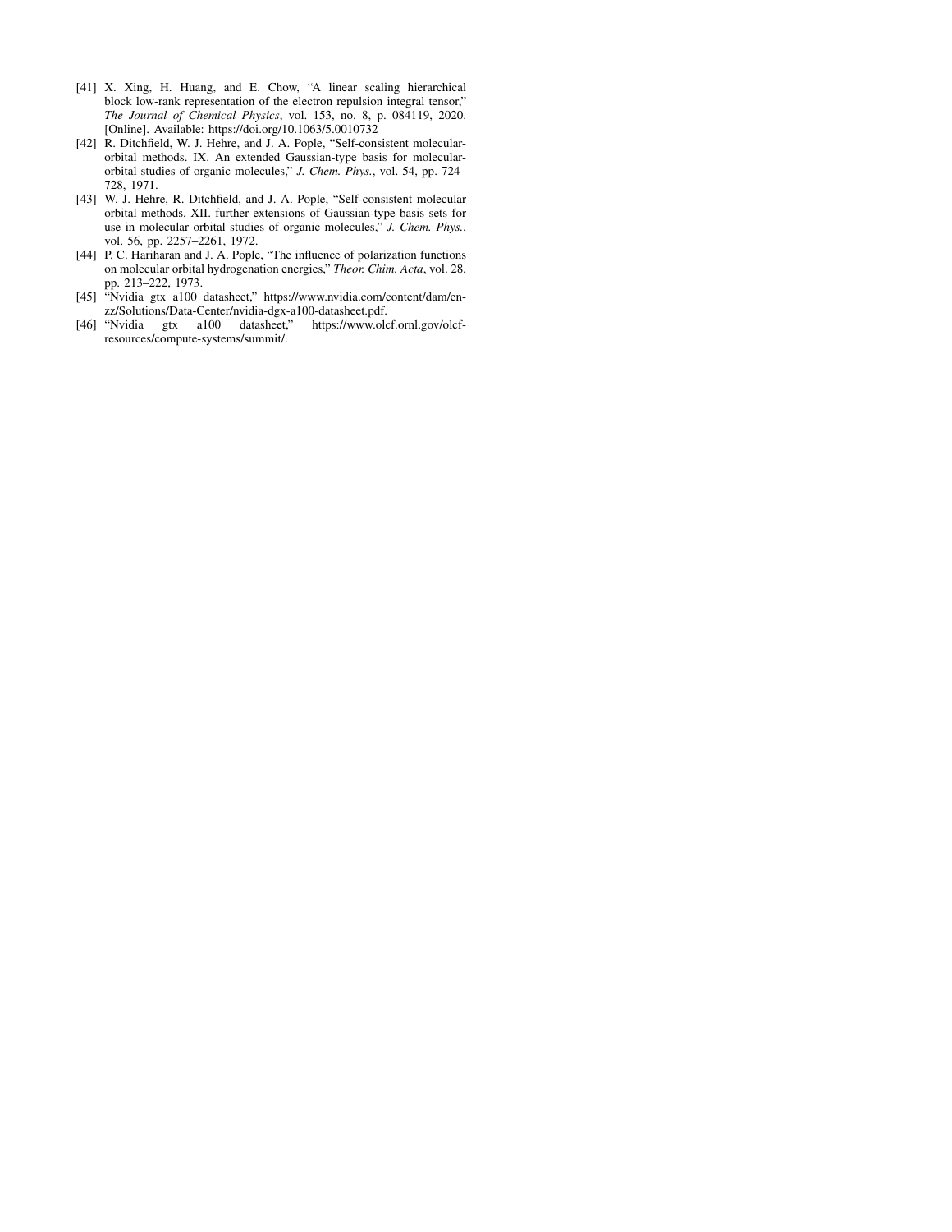[41] X. Xing, H. Huang, and E. Chow, "A linear scaling hierarchical block low-rank representation of the electron repulsion integral tensor," *The Journal of Chemical Physics*, vol. 153, no. 8, p. 084119, 2020. [Online]. Available: https://doi.org/10.1063/5.0010732

[42] R. Ditchfield, W. J. Hehre, and J. A. Pople, "Self-consistent molecular-orbital methods. IX. An extended Gaussian-type basis for molecular-orbital studies of organic molecules," *J. Chem. Phys.*, vol. 54, pp. 724–728, 1971.

[43] W. J. Hehre, R. Ditchfield, and J. A. Pople, "Self-consistent molecular orbital methods. XII. further extensions of Gaussian-type basis sets for use in molecular orbital studies of organic molecules," *J. Chem. Phys.*, vol. 56, pp. 2257–2261, 1972.

[44] P. C. Hariharan and J. A. Pople, "The influence of polarization functions on molecular orbital hydrogenation energies," *Theor. Chim. Acta*, vol. 28, pp. 213–222, 1973.

[45] "Nvidia gtx a100 datasheet," https://www.nvidia.com/content/dam/en-zz/Solutions/Data-Center/nvidia-dgx-a100-datasheet.pdf.

[46] "Nvidia gtx a100 datasheet," https://www.olcf.ornl.gov/olcf-resources/compute-systems/summit/.